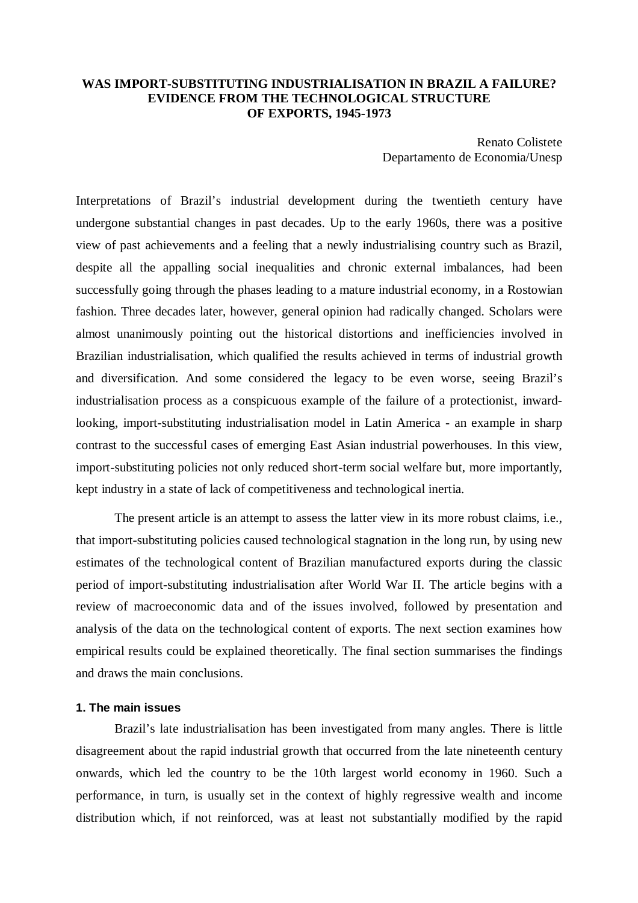# WAS IMPORT-SUBSTITUTING INDUSTRIALISATION IN BRAZIL A FAILURE? EVIDENCE FROM THE TECHNOLOGICAL STRUCTURE OF EXPORTS, 1945-1973

Renato Colistete
Departamento de Economia/Unesp

Interpretations of Brazil's industrial development during the twentieth century have undergone substantial changes in past decades. Up to the early 1960s, there was a positive view of past achievements and a feeling that a newly industrialising country such as Brazil, despite all the appalling social inequalities and chronic external imbalances, had been successfully going through the phases leading to a mature industrial economy, in a Rostowian fashion. Three decades later, however, general opinion had radically changed. Scholars were almost unanimously pointing out the historical distortions and inefficiencies involved in Brazilian industrialisation, which qualified the results achieved in terms of industrial growth and diversification. And some considered the legacy to be even worse, seeing Brazil's industrialisation process as a conspicuous example of the failure of a protectionist, inward-looking, import-substituting industrialisation model in Latin America - an example in sharp contrast to the successful cases of emerging East Asian industrial powerhouses. In this view, import-substituting policies not only reduced short-term social welfare but, more importantly, kept industry in a state of lack of competitiveness and technological inertia.

The present article is an attempt to assess the latter view in its more robust claims, i.e., that import-substituting policies caused technological stagnation in the long run, by using new estimates of the technological content of Brazilian manufactured exports during the classic period of import-substituting industrialisation after World War II. The article begins with a review of macroeconomic data and of the issues involved, followed by presentation and analysis of the data on the technological content of exports. The next section examines how empirical results could be explained theoretically. The final section summarises the findings and draws the main conclusions.

### 1. The main issues

Brazil's late industrialisation has been investigated from many angles. There is little disagreement about the rapid industrial growth that occurred from the late nineteenth century onwards, which led the country to be the 10th largest world economy in 1960. Such a performance, in turn, is usually set in the context of highly regressive wealth and income distribution which, if not reinforced, was at least not substantially modified by the rapid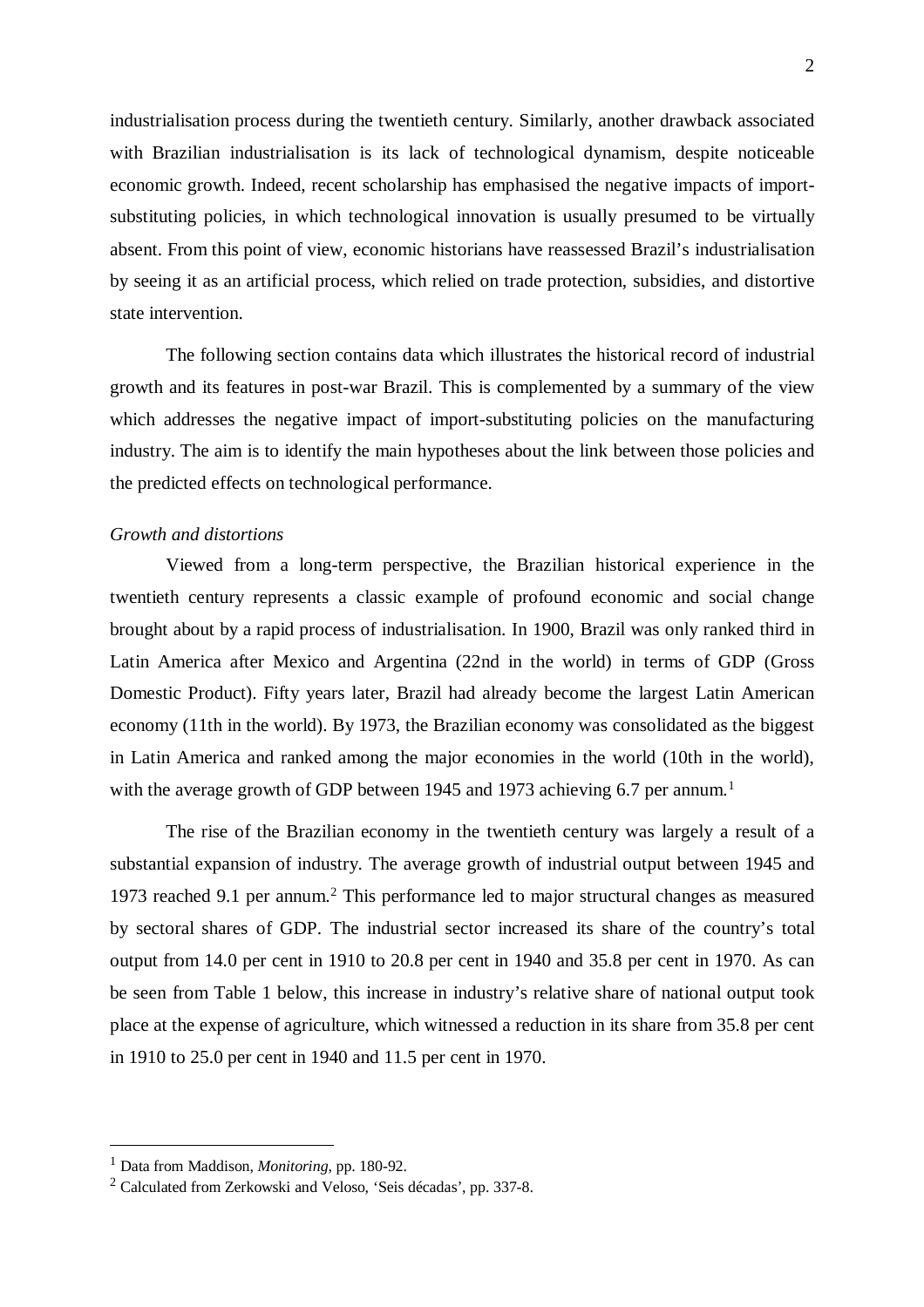industrialisation process during the twentieth century. Similarly, another drawback associated with Brazilian industrialisation is its lack of technological dynamism, despite noticeable economic growth. Indeed, recent scholarship has emphasised the negative impacts of import-substituting policies, in which technological innovation is usually presumed to be virtually absent. From this point of view, economic historians have reassessed Brazil's industrialisation by seeing it as an artificial process, which relied on trade protection, subsidies, and distortive state intervention.

The following section contains data which illustrates the historical record of industrial growth and its features in post-war Brazil. This is complemented by a summary of the view which addresses the negative impact of import-substituting policies on the manufacturing industry. The aim is to identify the main hypotheses about the link between those policies and the predicted effects on technological performance.

*Growth and distortions*

Viewed from a long-term perspective, the Brazilian historical experience in the twentieth century represents a classic example of profound economic and social change brought about by a rapid process of industrialisation. In 1900, Brazil was only ranked third in Latin America after Mexico and Argentina (22nd in the world) in terms of GDP (Gross Domestic Product). Fifty years later, Brazil had already become the largest Latin American economy (11th in the world). By 1973, the Brazilian economy was consolidated as the biggest in Latin America and ranked among the major economies in the world (10th in the world), with the average growth of GDP between 1945 and 1973 achieving 6.7 per annum.[1]

The rise of the Brazilian economy in the twentieth century was largely a result of a substantial expansion of industry. The average growth of industrial output between 1945 and 1973 reached 9.1 per annum.[2] This performance led to major structural changes as measured by sectoral shares of GDP. The industrial sector increased its share of the country's total output from 14.0 per cent in 1910 to 20.8 per cent in 1940 and 35.8 per cent in 1970. As can be seen from Table 1 below, this increase in industry's relative share of national output took place at the expense of agriculture, which witnessed a reduction in its share from 35.8 per cent in 1910 to 25.0 per cent in 1940 and 11.5 per cent in 1970.

[1] Data from Maddison, *Monitoring*, pp. 180-92.

[2] Calculated from Zerkowski and Veloso, 'Seis décadas', pp. 337-8.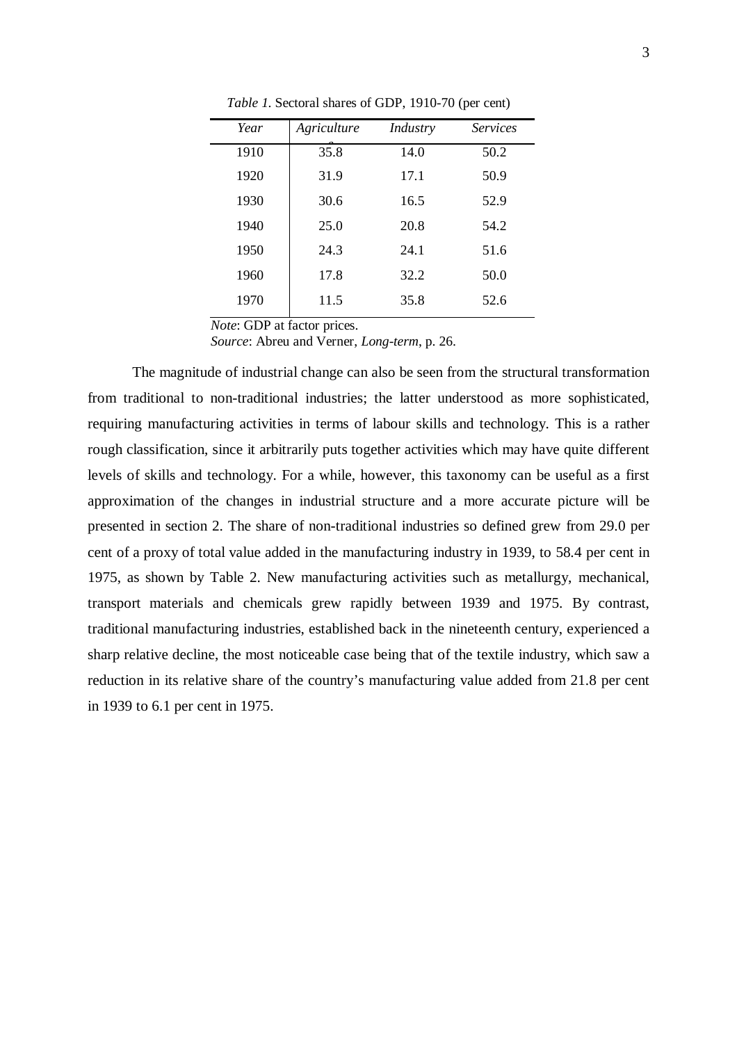*Table 1*. Sectoral shares of GDP, 1910-70 (per cent)

| *Year* | *Agriculture* | *Industry* | *Services* |
|---|---|---|---|
| 1910 | 35.8 | 14.0 | 50.2 |
| 1920 | 31.9 | 17.1 | 50.9 |
| 1930 | 30.6 | 16.5 | 52.9 |
| 1940 | 25.0 | 20.8 | 54.2 |
| 1950 | 24.3 | 24.1 | 51.6 |
| 1960 | 17.8 | 32.2 | 50.0 |
| 1970 | 11.5 | 35.8 | 52.6 |

*Note*: GDP at factor prices.
*Source*: Abreu and Verner, *Long-term*, p. 26.

The magnitude of industrial change can also be seen from the structural transformation from traditional to non-traditional industries; the latter understood as more sophisticated, requiring manufacturing activities in terms of labour skills and technology. This is a rather rough classification, since it arbitrarily puts together activities which may have quite different levels of skills and technology. For a while, however, this taxonomy can be useful as a first approximation of the changes in industrial structure and a more accurate picture will be presented in section 2. The share of non-traditional industries so defined grew from 29.0 per cent of a proxy of total value added in the manufacturing industry in 1939, to 58.4 per cent in 1975, as shown by Table 2. New manufacturing activities such as metallurgy, mechanical, transport materials and chemicals grew rapidly between 1939 and 1975. By contrast, traditional manufacturing industries, established back in the nineteenth century, experienced a sharp relative decline, the most noticeable case being that of the textile industry, which saw a reduction in its relative share of the country's manufacturing value added from 21.8 per cent in 1939 to 6.1 per cent in 1975.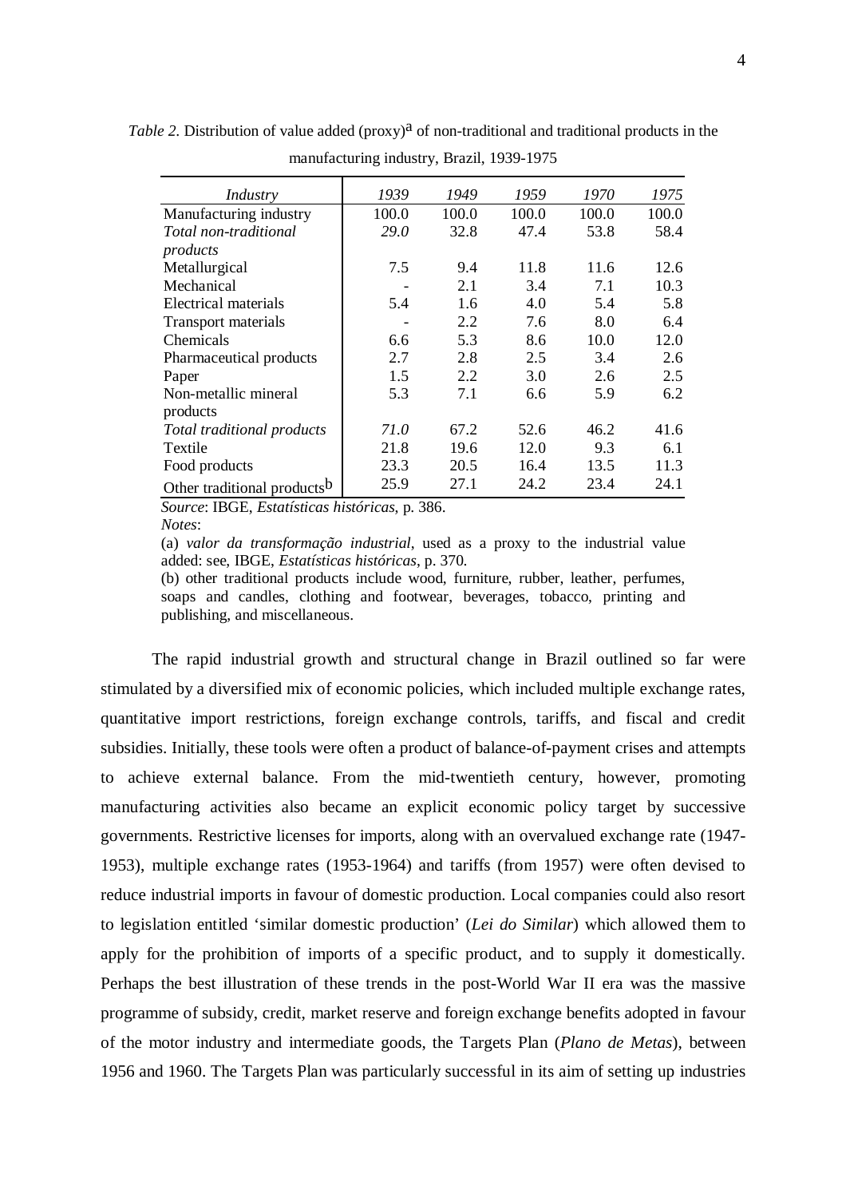*Table 2*. Distribution of value added (proxy)[a] of non-traditional and traditional products in the manufacturing industry, Brazil, 1939-1975

| *Industry* | *1939* | *1949* | *1959* | *1970* | *1975* |
|---|---|---|---|---|---|
| Manufacturing industry | 100.0 | 100.0 | 100.0 | 100.0 | 100.0 |
| *Total non-traditional products* | *29.0* | 32.8 | 47.4 | 53.8 | 58.4 |
| Metallurgical | 7.5 | 9.4 | 11.8 | 11.6 | 12.6 |
| Mechanical | - | 2.1 | 3.4 | 7.1 | 10.3 |
| Electrical materials | 5.4 | 1.6 | 4.0 | 5.4 | 5.8 |
| Transport materials | - | 2.2 | 7.6 | 8.0 | 6.4 |
| Chemicals | 6.6 | 5.3 | 8.6 | 10.0 | 12.0 |
| Pharmaceutical products | 2.7 | 2.8 | 2.5 | 3.4 | 2.6 |
| Paper | 1.5 | 2.2 | 3.0 | 2.6 | 2.5 |
| Non-metallic mineral products | 5.3 | 7.1 | 6.6 | 5.9 | 6.2 |
| *Total traditional products* | *71.0* | 67.2 | 52.6 | 46.2 | 41.6 |
| Textile | 21.8 | 19.6 | 12.0 | 9.3 | 6.1 |
| Food products | 23.3 | 20.5 | 16.4 | 13.5 | 11.3 |
| Other traditional products[b] | 25.9 | 27.1 | 24.2 | 23.4 | 24.1 |

*Source*: IBGE, *Estatísticas históricas*, p. 386.

*Notes*:

(a) *valor da transformação industrial*, used as a proxy to the industrial value added: see, IBGE, *Estatísticas históricas*, p. 370.

(b) other traditional products include wood, furniture, rubber, leather, perfumes, soaps and candles, clothing and footwear, beverages, tobacco, printing and publishing, and miscellaneous.

The rapid industrial growth and structural change in Brazil outlined so far were stimulated by a diversified mix of economic policies, which included multiple exchange rates, quantitative import restrictions, foreign exchange controls, tariffs, and fiscal and credit subsidies. Initially, these tools were often a product of balance-of-payment crises and attempts to achieve external balance. From the mid-twentieth century, however, promoting manufacturing activities also became an explicit economic policy target by successive governments. Restrictive licenses for imports, along with an overvalued exchange rate (1947-1953), multiple exchange rates (1953-1964) and tariffs (from 1957) were often devised to reduce industrial imports in favour of domestic production. Local companies could also resort to legislation entitled 'similar domestic production' (*Lei do Similar*) which allowed them to apply for the prohibition of imports of a specific product, and to supply it domestically. Perhaps the best illustration of these trends in the post-World War II era was the massive programme of subsidy, credit, market reserve and foreign exchange benefits adopted in favour of the motor industry and intermediate goods, the Targets Plan (*Plano de Metas*), between 1956 and 1960. The Targets Plan was particularly successful in its aim of setting up industries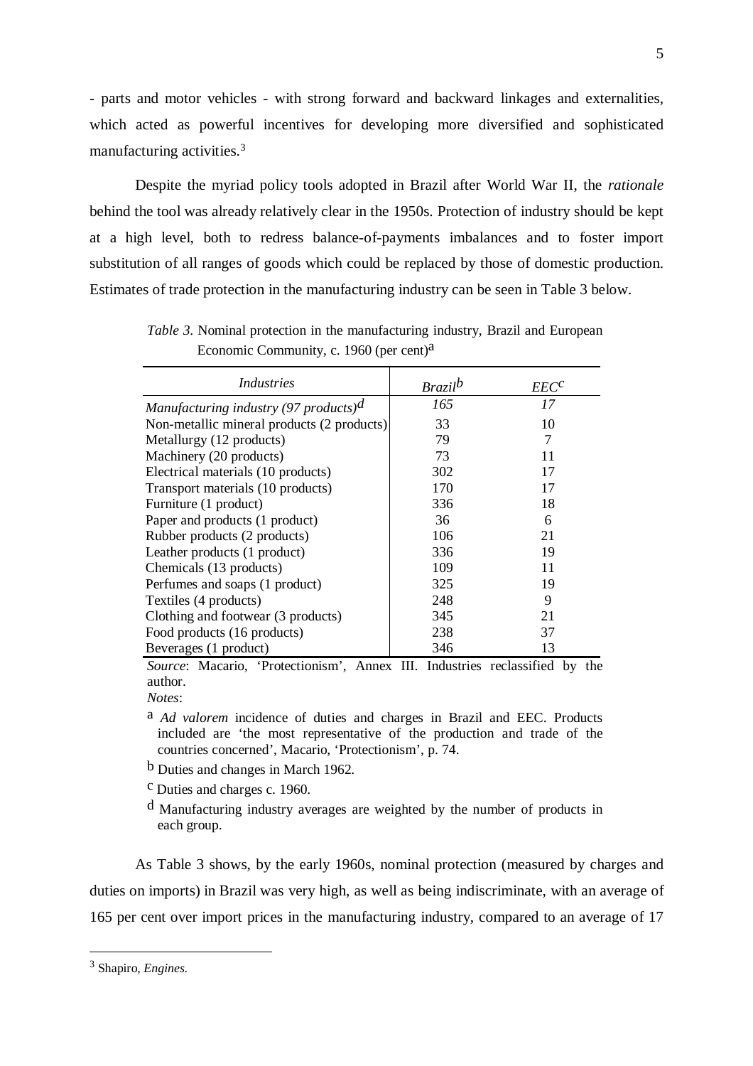- parts and motor vehicles - with strong forward and backward linkages and externalities, which acted as powerful incentives for developing more diversified and sophisticated manufacturing activities.[3]

Despite the myriad policy tools adopted in Brazil after World War II, the *rationale* behind the tool was already relatively clear in the 1950s. Protection of industry should be kept at a high level, both to redress balance-of-payments imbalances and to foster import substitution of all ranges of goods which could be replaced by those of domestic production. Estimates of trade protection in the manufacturing industry can be seen in Table 3 below.

*Table 3*. Nominal protection in the manufacturing industry, Brazil and European Economic Community, c. 1960 (per cent)[a]

| *Industries* | *Brazil*[b] | *EEC*[c] |
|---|---|---|
| *Manufacturing industry (97 products)*[d] | *165* | *17* |
| Non-metallic mineral products (2 products) | 33 | 10 |
| Metallurgy (12 products) | 79 | 7 |
| Machinery (20 products) | 73 | 11 |
| Electrical materials (10 products) | 302 | 17 |
| Transport materials (10 products) | 170 | 17 |
| Furniture (1 product) | 336 | 18 |
| Paper and products (1 product) | 36 | 6 |
| Rubber products (2 products) | 106 | 21 |
| Leather products (1 product) | 336 | 19 |
| Chemicals (13 products) | 109 | 11 |
| Perfumes and soaps (1 product) | 325 | 19 |
| Textiles (4 products) | 248 | 9 |
| Clothing and footwear (3 products) | 345 | 21 |
| Food products (16 products) | 238 | 37 |
| Beverages (1 product) | 346 | 13 |

*Source*: Macario, 'Protectionism', Annex III. Industries reclassified by the author.

*Notes*:

[a] *Ad valorem* incidence of duties and charges in Brazil and EEC. Products included are 'the most representative of the production and trade of the countries concerned', Macario, 'Protectionism', p. 74.

[b] Duties and changes in March 1962.

[c] Duties and charges c. 1960.

[d] Manufacturing industry averages are weighted by the number of products in each group.

As Table 3 shows, by the early 1960s, nominal protection (measured by charges and duties on imports) in Brazil was very high, as well as being indiscriminate, with an average of 165 per cent over import prices in the manufacturing industry, compared to an average of 17

[3] Shapiro, *Engines*.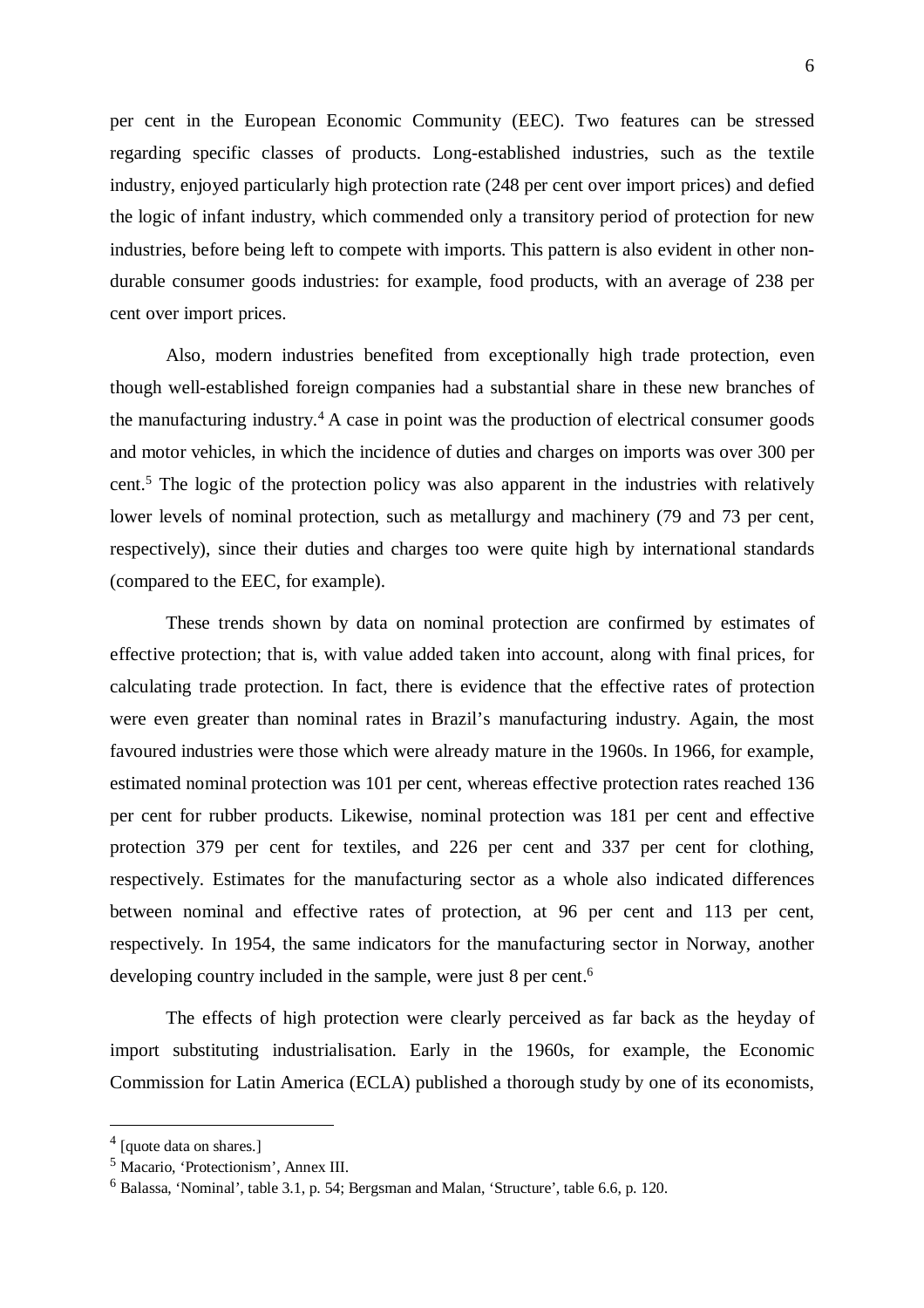per cent in the European Economic Community (EEC). Two features can be stressed regarding specific classes of products. Long-established industries, such as the textile industry, enjoyed particularly high protection rate (248 per cent over import prices) and defied the logic of infant industry, which commended only a transitory period of protection for new industries, before being left to compete with imports. This pattern is also evident in other non-durable consumer goods industries: for example, food products, with an average of 238 per cent over import prices.

Also, modern industries benefited from exceptionally high trade protection, even though well-established foreign companies had a substantial share in these new branches of the manufacturing industry.[4] A case in point was the production of electrical consumer goods and motor vehicles, in which the incidence of duties and charges on imports was over 300 per cent.[5] The logic of the protection policy was also apparent in the industries with relatively lower levels of nominal protection, such as metallurgy and machinery (79 and 73 per cent, respectively), since their duties and charges too were quite high by international standards (compared to the EEC, for example).

These trends shown by data on nominal protection are confirmed by estimates of effective protection; that is, with value added taken into account, along with final prices, for calculating trade protection. In fact, there is evidence that the effective rates of protection were even greater than nominal rates in Brazil's manufacturing industry. Again, the most favoured industries were those which were already mature in the 1960s. In 1966, for example, estimated nominal protection was 101 per cent, whereas effective protection rates reached 136 per cent for rubber products. Likewise, nominal protection was 181 per cent and effective protection 379 per cent for textiles, and 226 per cent and 337 per cent for clothing, respectively. Estimates for the manufacturing sector as a whole also indicated differences between nominal and effective rates of protection, at 96 per cent and 113 per cent, respectively. In 1954, the same indicators for the manufacturing sector in Norway, another developing country included in the sample, were just 8 per cent.[6]

The effects of high protection were clearly perceived as far back as the heyday of import substituting industrialisation. Early in the 1960s, for example, the Economic Commission for Latin America (ECLA) published a thorough study by one of its economists,

---

[4] [quote data on shares.]

[5] Macario, 'Protectionism', Annex III.

[6] Balassa, 'Nominal', table 3.1, p. 54; Bergsman and Malan, 'Structure', table 6.6, p. 120.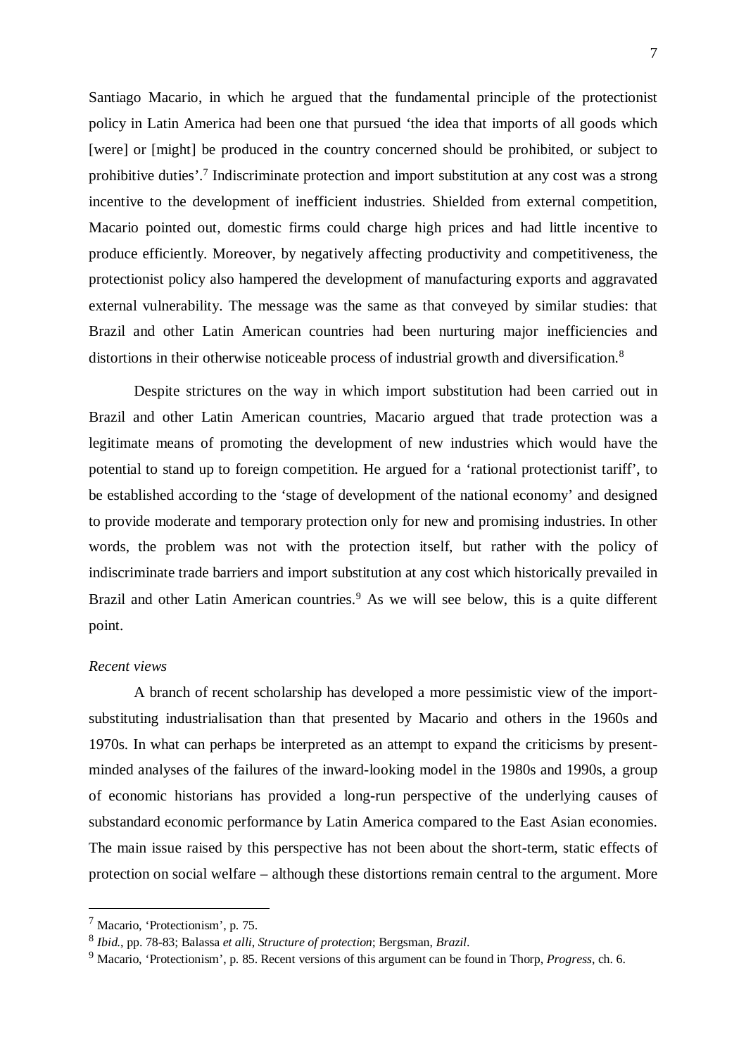Santiago Macario, in which he argued that the fundamental principle of the protectionist policy in Latin America had been one that pursued 'the idea that imports of all goods which [were] or [might] be produced in the country concerned should be prohibited, or subject to prohibitive duties'.[7] Indiscriminate protection and import substitution at any cost was a strong incentive to the development of inefficient industries. Shielded from external competition, Macario pointed out, domestic firms could charge high prices and had little incentive to produce efficiently. Moreover, by negatively affecting productivity and competitiveness, the protectionist policy also hampered the development of manufacturing exports and aggravated external vulnerability. The message was the same as that conveyed by similar studies: that Brazil and other Latin American countries had been nurturing major inefficiencies and distortions in their otherwise noticeable process of industrial growth and diversification.[8]

Despite strictures on the way in which import substitution had been carried out in Brazil and other Latin American countries, Macario argued that trade protection was a legitimate means of promoting the development of new industries which would have the potential to stand up to foreign competition. He argued for a 'rational protectionist tariff', to be established according to the 'stage of development of the national economy' and designed to provide moderate and temporary protection only for new and promising industries. In other words, the problem was not with the protection itself, but rather with the policy of indiscriminate trade barriers and import substitution at any cost which historically prevailed in Brazil and other Latin American countries.[9] As we will see below, this is a quite different point.

*Recent views*

A branch of recent scholarship has developed a more pessimistic view of the import-substituting industrialisation than that presented by Macario and others in the 1960s and 1970s. In what can perhaps be interpreted as an attempt to expand the criticisms by present-minded analyses of the failures of the inward-looking model in the 1980s and 1990s, a group of economic historians has provided a long-run perspective of the underlying causes of substandard economic performance by Latin America compared to the East Asian economies. The main issue raised by this perspective has not been about the short-term, static effects of protection on social welfare – although these distortions remain central to the argument. More

---

[7] Macario, 'Protectionism', p. 75.

[8] *Ibid.*, pp. 78-83; Balassa *et alli*, *Structure of protection*; Bergsman, *Brazil*.

[9] Macario, 'Protectionism', p. 85. Recent versions of this argument can be found in Thorp, *Progress*, ch. 6.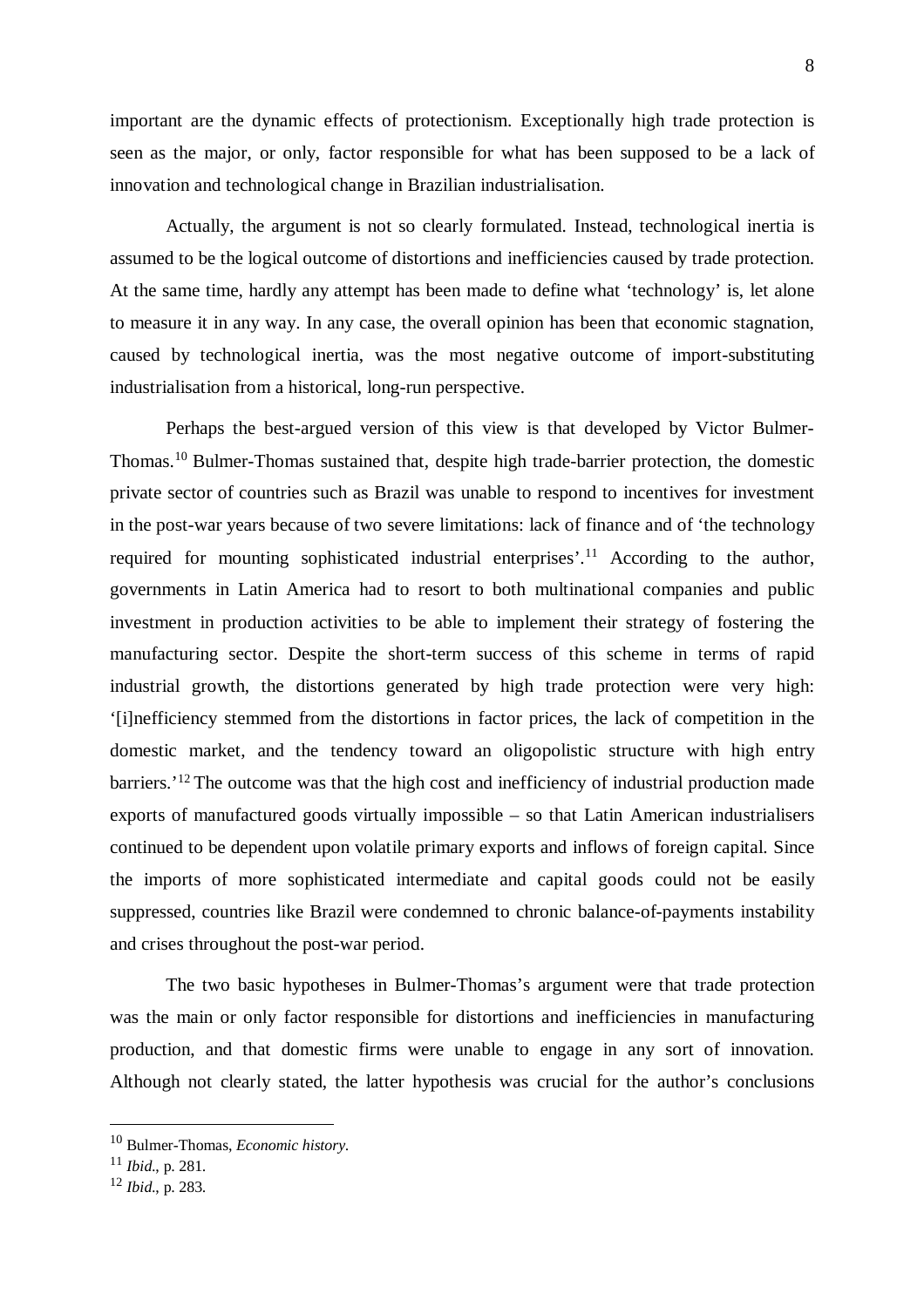important are the dynamic effects of protectionism. Exceptionally high trade protection is seen as the major, or only, factor responsible for what has been supposed to be a lack of innovation and technological change in Brazilian industrialisation.

Actually, the argument is not so clearly formulated. Instead, technological inertia is assumed to be the logical outcome of distortions and inefficiencies caused by trade protection. At the same time, hardly any attempt has been made to define what 'technology' is, let alone to measure it in any way. In any case, the overall opinion has been that economic stagnation, caused by technological inertia, was the most negative outcome of import-substituting industrialisation from a historical, long-run perspective.

Perhaps the best-argued version of this view is that developed by Victor Bulmer-Thomas.[10] Bulmer-Thomas sustained that, despite high trade-barrier protection, the domestic private sector of countries such as Brazil was unable to respond to incentives for investment in the post-war years because of two severe limitations: lack of finance and of 'the technology required for mounting sophisticated industrial enterprises'.[11] According to the author, governments in Latin America had to resort to both multinational companies and public investment in production activities to be able to implement their strategy of fostering the manufacturing sector. Despite the short-term success of this scheme in terms of rapid industrial growth, the distortions generated by high trade protection were very high: '[i]nefficiency stemmed from the distortions in factor prices, the lack of competition in the domestic market, and the tendency toward an oligopolistic structure with high entry barriers.'[12] The outcome was that the high cost and inefficiency of industrial production made exports of manufactured goods virtually impossible – so that Latin American industrialisers continued to be dependent upon volatile primary exports and inflows of foreign capital. Since the imports of more sophisticated intermediate and capital goods could not be easily suppressed, countries like Brazil were condemned to chronic balance-of-payments instability and crises throughout the post-war period.

The two basic hypotheses in Bulmer-Thomas's argument were that trade protection was the main or only factor responsible for distortions and inefficiencies in manufacturing production, and that domestic firms were unable to engage in any sort of innovation. Although not clearly stated, the latter hypothesis was crucial for the author's conclusions

---

[10] Bulmer-Thomas, *Economic history.*

[11] *Ibid.*, p. 281.

[12] *Ibid.*, p. 283.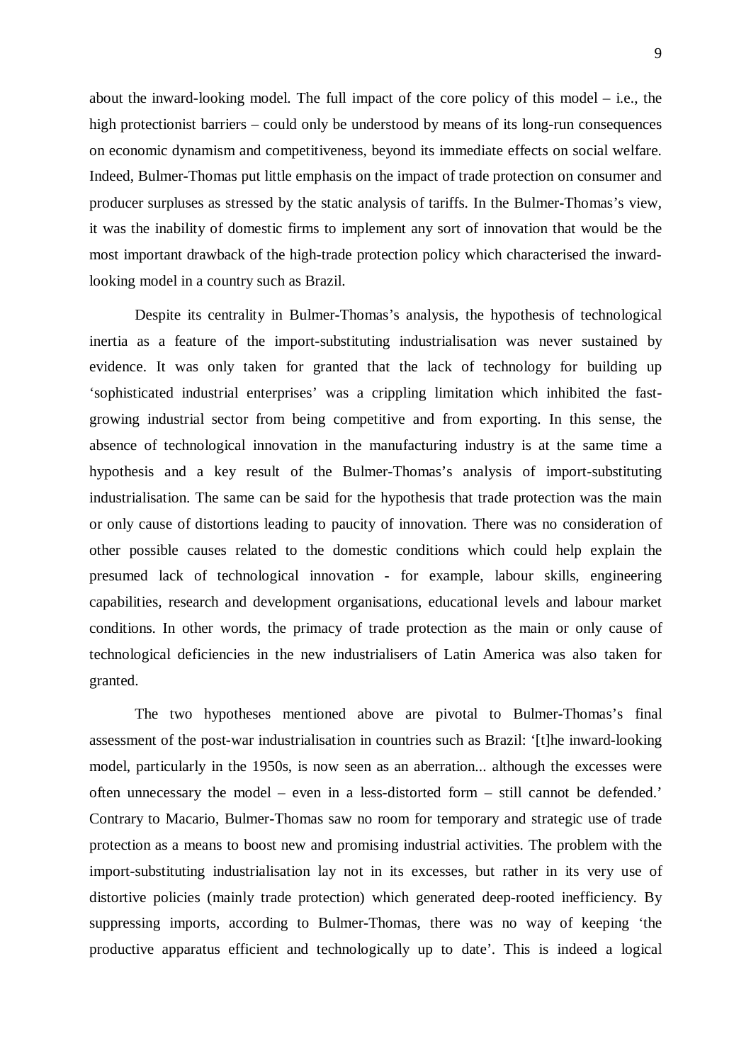about the inward-looking model. The full impact of the core policy of this model – i.e., the high protectionist barriers – could only be understood by means of its long-run consequences on economic dynamism and competitiveness, beyond its immediate effects on social welfare. Indeed, Bulmer-Thomas put little emphasis on the impact of trade protection on consumer and producer surpluses as stressed by the static analysis of tariffs. In the Bulmer-Thomas's view, it was the inability of domestic firms to implement any sort of innovation that would be the most important drawback of the high-trade protection policy which characterised the inward-looking model in a country such as Brazil.

Despite its centrality in Bulmer-Thomas's analysis, the hypothesis of technological inertia as a feature of the import-substituting industrialisation was never sustained by evidence. It was only taken for granted that the lack of technology for building up 'sophisticated industrial enterprises' was a crippling limitation which inhibited the fast-growing industrial sector from being competitive and from exporting. In this sense, the absence of technological innovation in the manufacturing industry is at the same time a hypothesis and a key result of the Bulmer-Thomas's analysis of import-substituting industrialisation. The same can be said for the hypothesis that trade protection was the main or only cause of distortions leading to paucity of innovation. There was no consideration of other possible causes related to the domestic conditions which could help explain the presumed lack of technological innovation - for example, labour skills, engineering capabilities, research and development organisations, educational levels and labour market conditions. In other words, the primacy of trade protection as the main or only cause of technological deficiencies in the new industrialisers of Latin America was also taken for granted.

The two hypotheses mentioned above are pivotal to Bulmer-Thomas's final assessment of the post-war industrialisation in countries such as Brazil: '[t]he inward-looking model, particularly in the 1950s, is now seen as an aberration... although the excesses were often unnecessary the model – even in a less-distorted form – still cannot be defended.' Contrary to Macario, Bulmer-Thomas saw no room for temporary and strategic use of trade protection as a means to boost new and promising industrial activities. The problem with the import-substituting industrialisation lay not in its excesses, but rather in its very use of distortive policies (mainly trade protection) which generated deep-rooted inefficiency. By suppressing imports, according to Bulmer-Thomas, there was no way of keeping 'the productive apparatus efficient and technologically up to date'. This is indeed a logical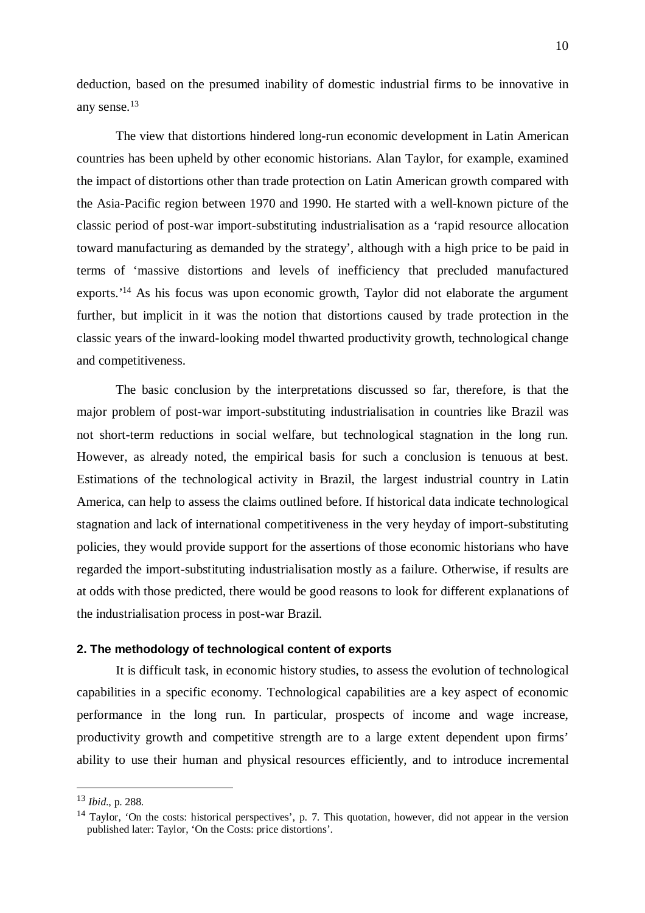deduction, based on the presumed inability of domestic industrial firms to be innovative in any sense.[13]

The view that distortions hindered long-run economic development in Latin American countries has been upheld by other economic historians. Alan Taylor, for example, examined the impact of distortions other than trade protection on Latin American growth compared with the Asia-Pacific region between 1970 and 1990. He started with a well-known picture of the classic period of post-war import-substituting industrialisation as a 'rapid resource allocation toward manufacturing as demanded by the strategy', although with a high price to be paid in terms of 'massive distortions and levels of inefficiency that precluded manufactured exports.'[14] As his focus was upon economic growth, Taylor did not elaborate the argument further, but implicit in it was the notion that distortions caused by trade protection in the classic years of the inward-looking model thwarted productivity growth, technological change and competitiveness.

The basic conclusion by the interpretations discussed so far, therefore, is that the major problem of post-war import-substituting industrialisation in countries like Brazil was not short-term reductions in social welfare, but technological stagnation in the long run. However, as already noted, the empirical basis for such a conclusion is tenuous at best. Estimations of the technological activity in Brazil, the largest industrial country in Latin America, can help to assess the claims outlined before. If historical data indicate technological stagnation and lack of international competitiveness in the very heyday of import-substituting policies, they would provide support for the assertions of those economic historians who have regarded the import-substituting industrialisation mostly as a failure. Otherwise, if results are at odds with those predicted, there would be good reasons to look for different explanations of the industrialisation process in post-war Brazil.

## 2. The methodology of technological content of exports

It is difficult task, in economic history studies, to assess the evolution of technological capabilities in a specific economy. Technological capabilities are a key aspect of economic performance in the long run. In particular, prospects of income and wage increase, productivity growth and competitive strength are to a large extent dependent upon firms' ability to use their human and physical resources efficiently, and to introduce incremental

---

[13] *Ibid*., p. 288.

[14] Taylor, 'On the costs: historical perspectives', p. 7. This quotation, however, did not appear in the version published later: Taylor, 'On the Costs: price distortions'.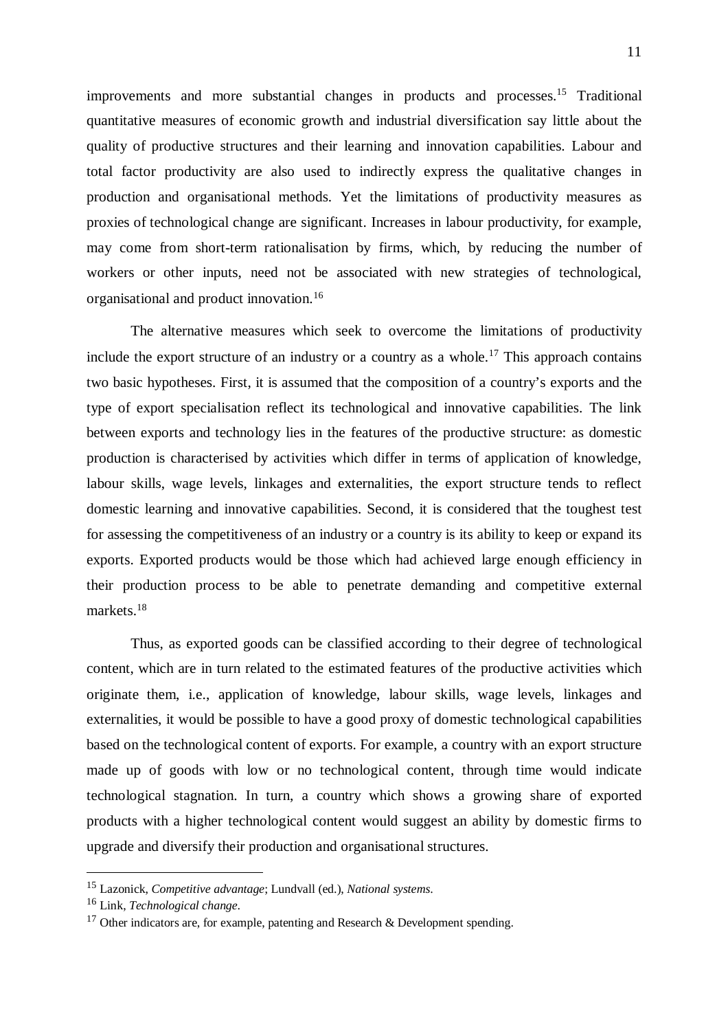improvements and more substantial changes in products and processes.[15] Traditional quantitative measures of economic growth and industrial diversification say little about the quality of productive structures and their learning and innovation capabilities. Labour and total factor productivity are also used to indirectly express the qualitative changes in production and organisational methods. Yet the limitations of productivity measures as proxies of technological change are significant. Increases in labour productivity, for example, may come from short-term rationalisation by firms, which, by reducing the number of workers or other inputs, need not be associated with new strategies of technological, organisational and product innovation.[16]

The alternative measures which seek to overcome the limitations of productivity include the export structure of an industry or a country as a whole.[17] This approach contains two basic hypotheses. First, it is assumed that the composition of a country's exports and the type of export specialisation reflect its technological and innovative capabilities. The link between exports and technology lies in the features of the productive structure: as domestic production is characterised by activities which differ in terms of application of knowledge, labour skills, wage levels, linkages and externalities, the export structure tends to reflect domestic learning and innovative capabilities. Second, it is considered that the toughest test for assessing the competitiveness of an industry or a country is its ability to keep or expand its exports. Exported products would be those which had achieved large enough efficiency in their production process to be able to penetrate demanding and competitive external markets.[18]

Thus, as exported goods can be classified according to their degree of technological content, which are in turn related to the estimated features of the productive activities which originate them, i.e., application of knowledge, labour skills, wage levels, linkages and externalities, it would be possible to have a good proxy of domestic technological capabilities based on the technological content of exports. For example, a country with an export structure made up of goods with low or no technological content, through time would indicate technological stagnation. In turn, a country which shows a growing share of exported products with a higher technological content would suggest an ability by domestic firms to upgrade and diversify their production and organisational structures.

---

[15] Lazonick, *Competitive advantage*; Lundvall (ed.), *National systems*.

[16] Link, *Technological change*.

[17] Other indicators are, for example, patenting and Research & Development spending.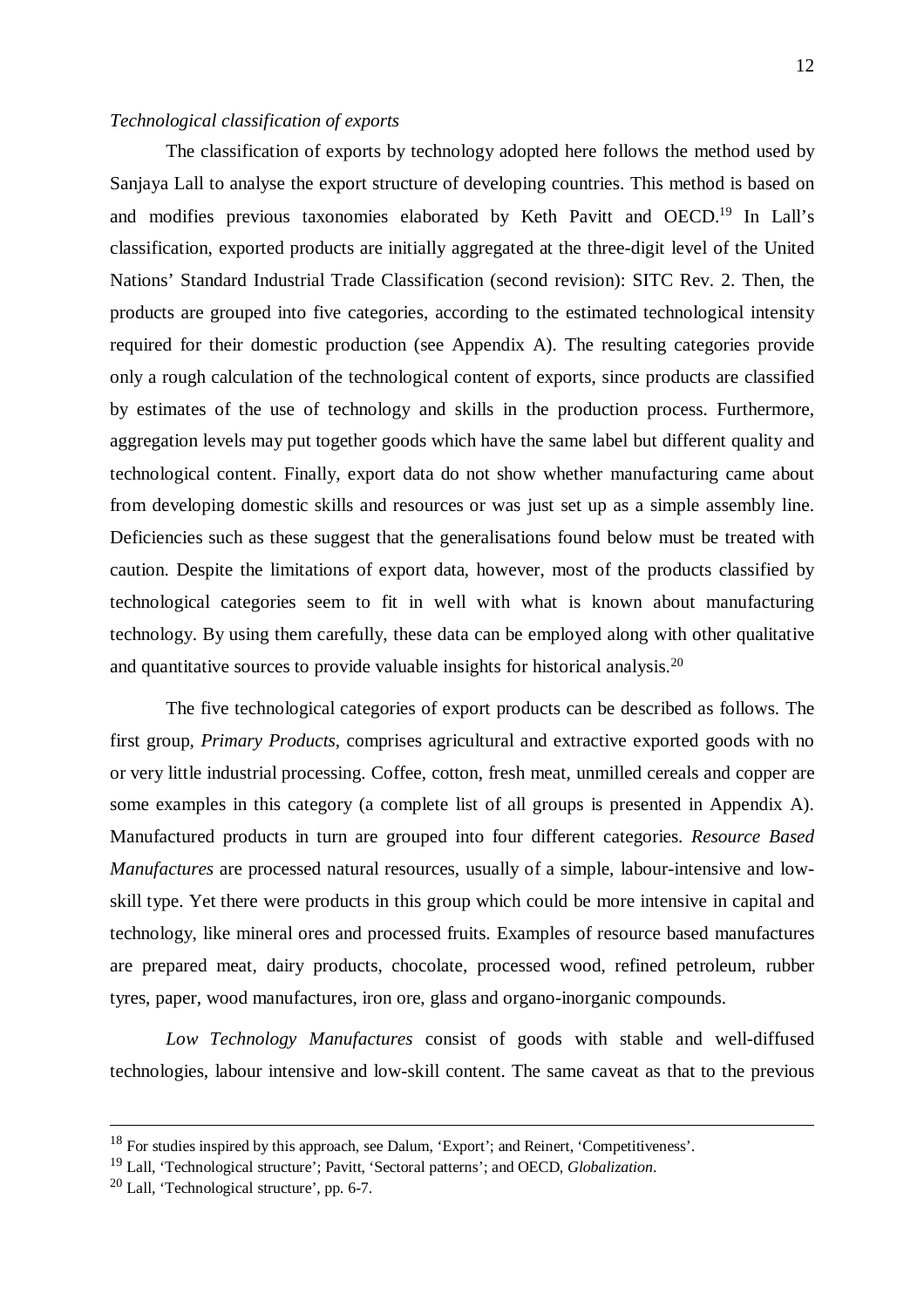*Technological classification of exports*

The classification of exports by technology adopted here follows the method used by Sanjaya Lall to analyse the export structure of developing countries. This method is based on and modifies previous taxonomies elaborated by Keth Pavitt and OECD.[19] In Lall's classification, exported products are initially aggregated at the three-digit level of the United Nations' Standard Industrial Trade Classification (second revision): SITC Rev. 2. Then, the products are grouped into five categories, according to the estimated technological intensity required for their domestic production (see Appendix A). The resulting categories provide only a rough calculation of the technological content of exports, since products are classified by estimates of the use of technology and skills in the production process. Furthermore, aggregation levels may put together goods which have the same label but different quality and technological content. Finally, export data do not show whether manufacturing came about from developing domestic skills and resources or was just set up as a simple assembly line. Deficiencies such as these suggest that the generalisations found below must be treated with caution. Despite the limitations of export data, however, most of the products classified by technological categories seem to fit in well with what is known about manufacturing technology. By using them carefully, these data can be employed along with other qualitative and quantitative sources to provide valuable insights for historical analysis.[20]

The five technological categories of export products can be described as follows. The first group, *Primary Products*, comprises agricultural and extractive exported goods with no or very little industrial processing. Coffee, cotton, fresh meat, unmilled cereals and copper are some examples in this category (a complete list of all groups is presented in Appendix A). Manufactured products in turn are grouped into four different categories. *Resource Based Manufactures* are processed natural resources, usually of a simple, labour-intensive and low-skill type. Yet there were products in this group which could be more intensive in capital and technology, like mineral ores and processed fruits. Examples of resource based manufactures are prepared meat, dairy products, chocolate, processed wood, refined petroleum, rubber tyres, paper, wood manufactures, iron ore, glass and organo-inorganic compounds.

*Low Technology Manufactures* consist of goods with stable and well-diffused technologies, labour intensive and low-skill content. The same caveat as that to the previous

---

[18] For studies inspired by this approach, see Dalum, 'Export'; and Reinert, 'Competitiveness'.

[19] Lall, 'Technological structure'; Pavitt, 'Sectoral patterns'; and OECD, *Globalization*.

[20] Lall, 'Technological structure', pp. 6-7.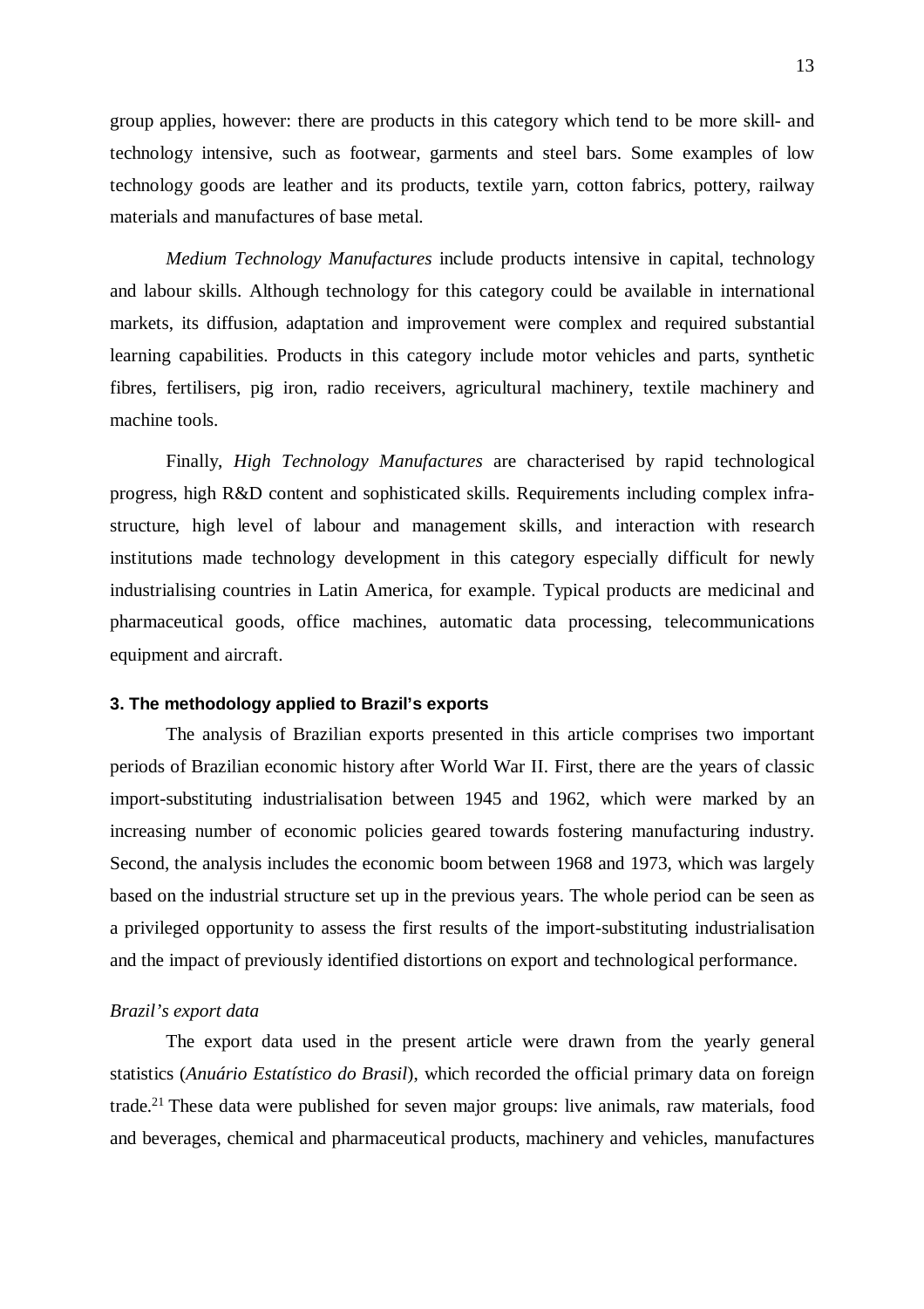group applies, however: there are products in this category which tend to be more skill- and technology intensive, such as footwear, garments and steel bars. Some examples of low technology goods are leather and its products, textile yarn, cotton fabrics, pottery, railway materials and manufactures of base metal.

*Medium Technology Manufactures* include products intensive in capital, technology and labour skills. Although technology for this category could be available in international markets, its diffusion, adaptation and improvement were complex and required substantial learning capabilities. Products in this category include motor vehicles and parts, synthetic fibres, fertilisers, pig iron, radio receivers, agricultural machinery, textile machinery and machine tools.

Finally, *High Technology Manufactures* are characterised by rapid technological progress, high R&D content and sophisticated skills. Requirements including complex infra-structure, high level of labour and management skills, and interaction with research institutions made technology development in this category especially difficult for newly industrialising countries in Latin America, for example. Typical products are medicinal and pharmaceutical goods, office machines, automatic data processing, telecommunications equipment and aircraft.

### 3. The methodology applied to Brazil's exports

The analysis of Brazilian exports presented in this article comprises two important periods of Brazilian economic history after World War II. First, there are the years of classic import-substituting industrialisation between 1945 and 1962, which were marked by an increasing number of economic policies geared towards fostering manufacturing industry. Second, the analysis includes the economic boom between 1968 and 1973, which was largely based on the industrial structure set up in the previous years. The whole period can be seen as a privileged opportunity to assess the first results of the import-substituting industrialisation and the impact of previously identified distortions on export and technological performance.

*Brazil's export data*

The export data used in the present article were drawn from the yearly general statistics (*Anuário Estatístico do Brasil*), which recorded the official primary data on foreign trade.[21] These data were published for seven major groups: live animals, raw materials, food and beverages, chemical and pharmaceutical products, machinery and vehicles, manufactures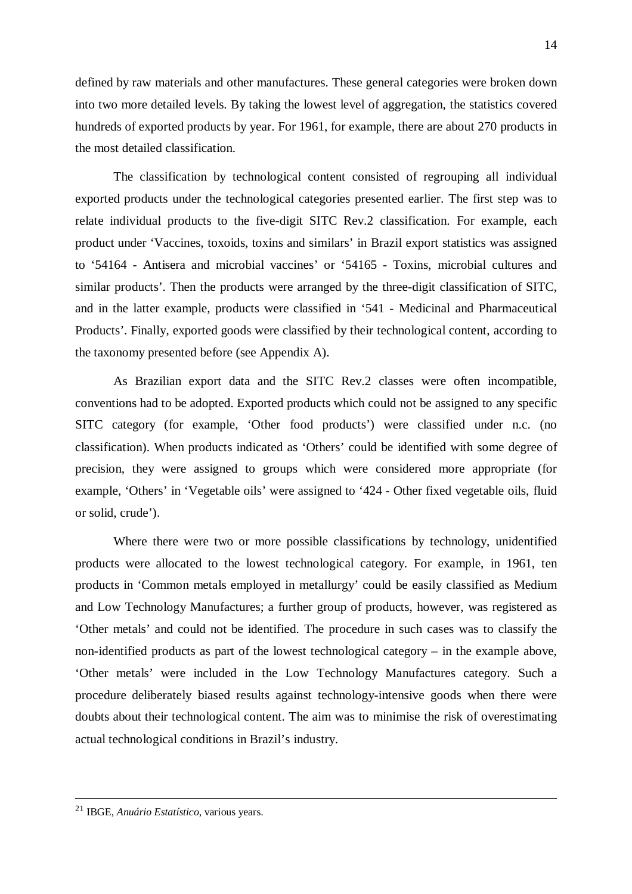defined by raw materials and other manufactures. These general categories were broken down into two more detailed levels. By taking the lowest level of aggregation, the statistics covered hundreds of exported products by year. For 1961, for example, there are about 270 products in the most detailed classification.

The classification by technological content consisted of regrouping all individual exported products under the technological categories presented earlier. The first step was to relate individual products to the five-digit SITC Rev.2 classification. For example, each product under 'Vaccines, toxoids, toxins and similars' in Brazil export statistics was assigned to '54164 - Antisera and microbial vaccines' or '54165 - Toxins, microbial cultures and similar products'. Then the products were arranged by the three-digit classification of SITC, and in the latter example, products were classified in '541 - Medicinal and Pharmaceutical Products'. Finally, exported goods were classified by their technological content, according to the taxonomy presented before (see Appendix A).

As Brazilian export data and the SITC Rev.2 classes were often incompatible, conventions had to be adopted. Exported products which could not be assigned to any specific SITC category (for example, 'Other food products') were classified under n.c. (no classification). When products indicated as 'Others' could be identified with some degree of precision, they were assigned to groups which were considered more appropriate (for example, 'Others' in 'Vegetable oils' were assigned to '424 - Other fixed vegetable oils, fluid or solid, crude').

Where there were two or more possible classifications by technology, unidentified products were allocated to the lowest technological category. For example, in 1961, ten products in 'Common metals employed in metallurgy' could be easily classified as Medium and Low Technology Manufactures; a further group of products, however, was registered as 'Other metals' and could not be identified. The procedure in such cases was to classify the non-identified products as part of the lowest technological category – in the example above, 'Other metals' were included in the Low Technology Manufactures category. Such a procedure deliberately biased results against technology-intensive goods when there were doubts about their technological content. The aim was to minimise the risk of overestimating actual technological conditions in Brazil's industry.

---

[21] IBGE, *Anuário Estatístico*, various years.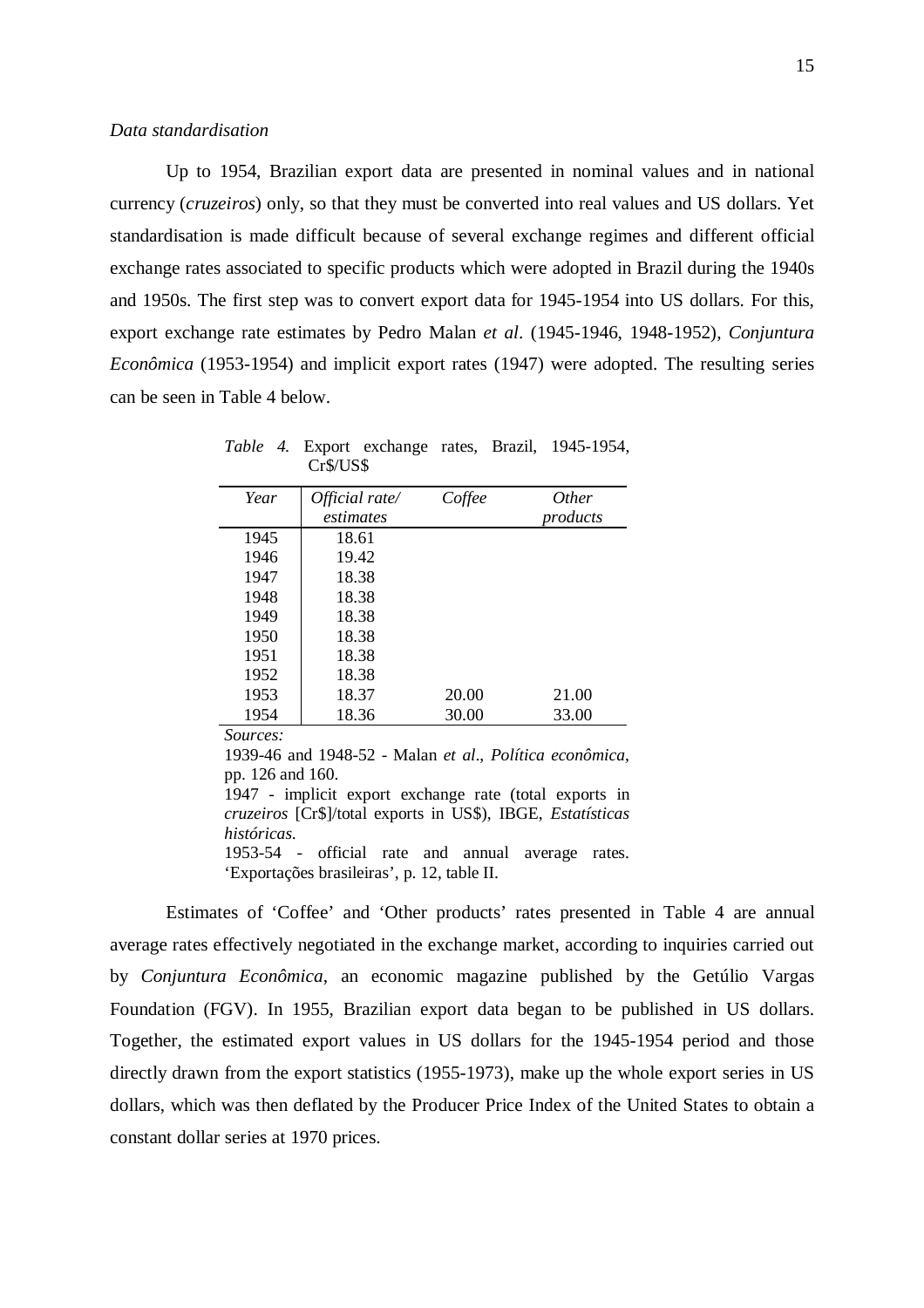*Data standardisation*

Up to 1954, Brazilian export data are presented in nominal values and in national currency (*cruzeiros*) only, so that they must be converted into real values and US dollars. Yet standardisation is made difficult because of several exchange regimes and different official exchange rates associated to specific products which were adopted in Brazil during the 1940s and 1950s. The first step was to convert export data for 1945-1954 into US dollars. For this, export exchange rate estimates by Pedro Malan *et al*. (1945-1946, 1948-1952), *Conjuntura Econômica* (1953-1954) and implicit export rates (1947) were adopted. The resulting series can be seen in Table 4 below.

*Table 4.* Export exchange rates, Brazil, 1945-1954, Cr$/US$

| *Year* | *Official rate/ estimates* | *Coffee* | *Other products* |
|---|---|---|---|
| 1945 | 18.61 | | |
| 1946 | 19.42 | | |
| 1947 | 18.38 | | |
| 1948 | 18.38 | | |
| 1949 | 18.38 | | |
| 1950 | 18.38 | | |
| 1951 | 18.38 | | |
| 1952 | 18.38 | | |
| 1953 | 18.37 | 20.00 | 21.00 |
| 1954 | 18.36 | 30.00 | 33.00 |

*Sources:*

1939-46 and 1948-52 - Malan *et al*., *Política econômica*, pp. 126 and 160.

1947 - implicit export exchange rate (total exports in *cruzeiros* [Cr$]/total exports in US$), IBGE, *Estatísticas históricas*.

1953-54 - official rate and annual average rates. 'Exportações brasileiras', p. 12, table II.

Estimates of 'Coffee' and 'Other products' rates presented in Table 4 are annual average rates effectively negotiated in the exchange market, according to inquiries carried out by *Conjuntura Econômica*, an economic magazine published by the Getúlio Vargas Foundation (FGV). In 1955, Brazilian export data began to be published in US dollars. Together, the estimated export values in US dollars for the 1945-1954 period and those directly drawn from the export statistics (1955-1973), make up the whole export series in US dollars, which was then deflated by the Producer Price Index of the United States to obtain a constant dollar series at 1970 prices.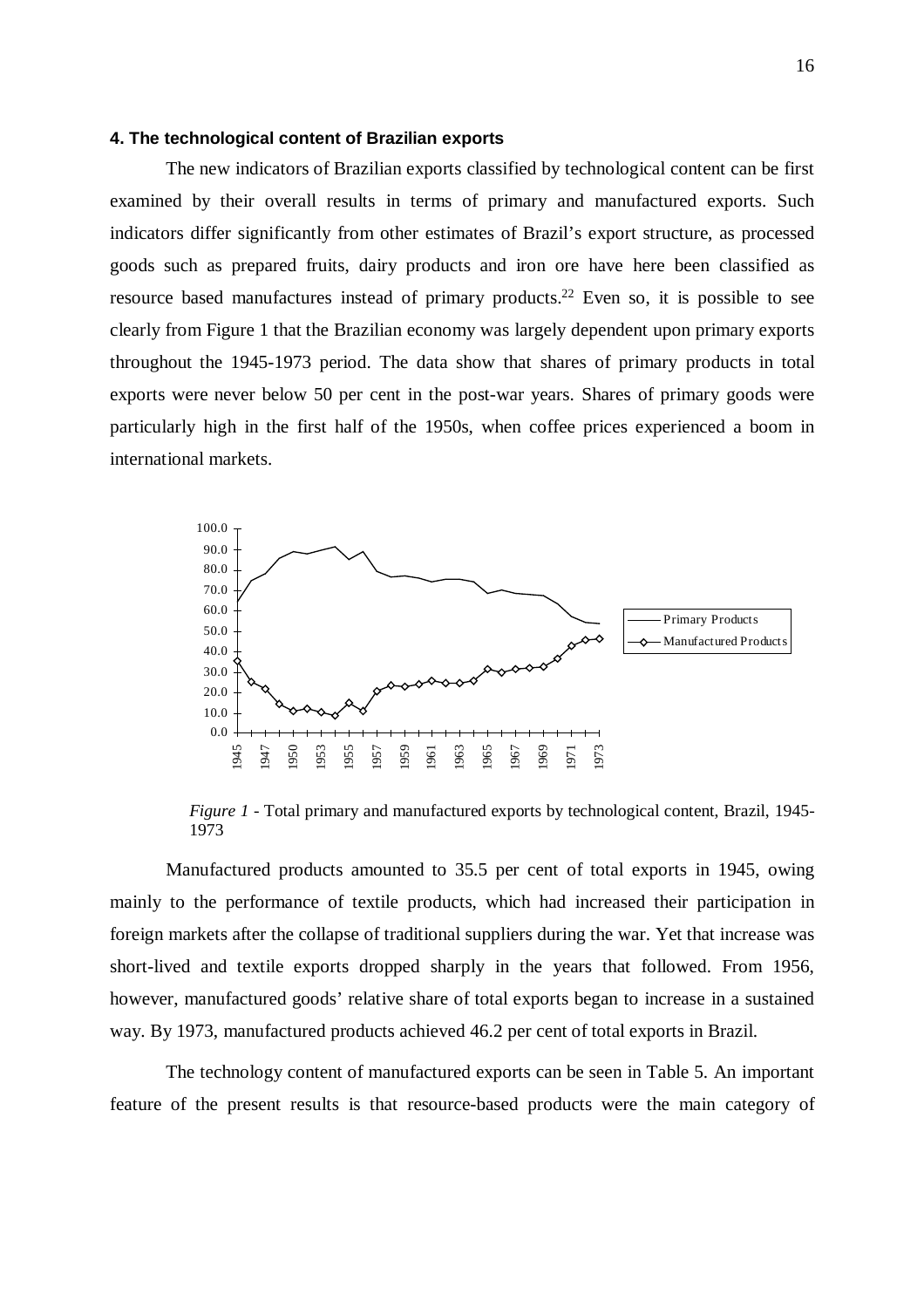### 4. The technological content of Brazilian exports

The new indicators of Brazilian exports classified by technological content can be first examined by their overall results in terms of primary and manufactured exports. Such indicators differ significantly from other estimates of Brazil's export structure, as processed goods such as prepared fruits, dairy products and iron ore have here been classified as resource based manufactures instead of primary products.[22] Even so, it is possible to see clearly from Figure 1 that the Brazilian economy was largely dependent upon primary exports throughout the 1945-1973 period. The data show that shares of primary products in total exports were never below 50 per cent in the post-war years. Shares of primary goods were particularly high in the first half of the 1950s, when coffee prices experienced a boom in international markets.

*Figure 1* - Total primary and manufactured exports by technological content, Brazil, 1945-1973

Manufactured products amounted to 35.5 per cent of total exports in 1945, owing mainly to the performance of textile products, which had increased their participation in foreign markets after the collapse of traditional suppliers during the war. Yet that increase was short-lived and textile exports dropped sharply in the years that followed. From 1956, however, manufactured goods' relative share of total exports began to increase in a sustained way. By 1973, manufactured products achieved 46.2 per cent of total exports in Brazil.

The technology content of manufactured exports can be seen in Table 5. An important feature of the present results is that resource-based products were the main category of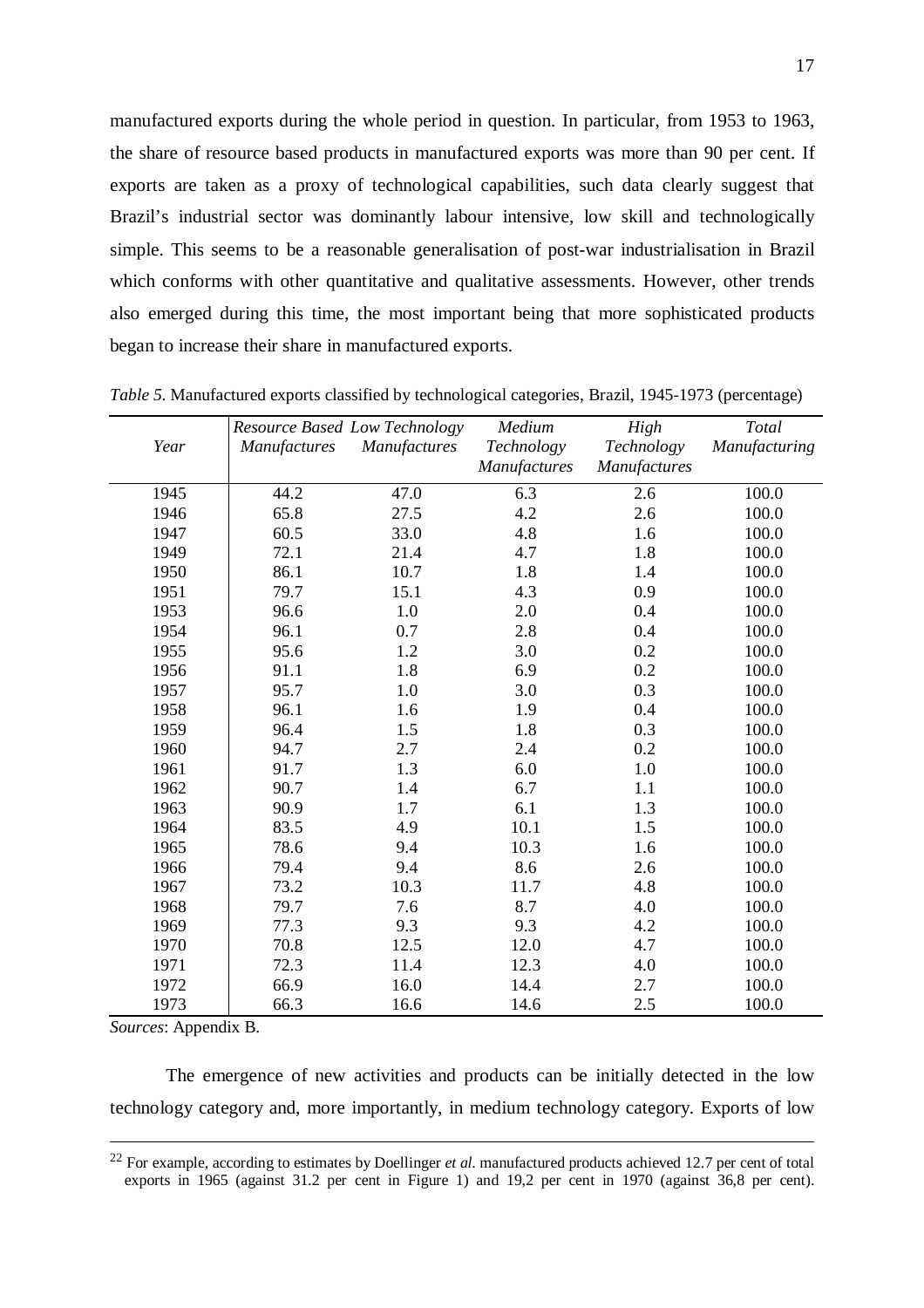manufactured exports during the whole period in question. In particular, from 1953 to 1963, the share of resource based products in manufactured exports was more than 90 per cent. If exports are taken as a proxy of technological capabilities, such data clearly suggest that Brazil's industrial sector was dominantly labour intensive, low skill and technologically simple. This seems to be a reasonable generalisation of post-war industrialisation in Brazil which conforms with other quantitative and qualitative assessments. However, other trends also emerged during this time, the most important being that more sophisticated products began to increase their share in manufactured exports.

*Table 5.* Manufactured exports classified by technological categories, Brazil, 1945-1973 (percentage)

| *Year* | *Resource Based Manufactures* | *Low Technology Manufactures* | *Medium Technology Manufactures* | *High Technology Manufactures* | *Total Manufacturing* |
|---|---|---|---|---|---|
| 1945 | 44.2 | 47.0 | 6.3 | 2.6 | 100.0 |
| 1946 | 65.8 | 27.5 | 4.2 | 2.6 | 100.0 |
| 1947 | 60.5 | 33.0 | 4.8 | 1.6 | 100.0 |
| 1949 | 72.1 | 21.4 | 4.7 | 1.8 | 100.0 |
| 1950 | 86.1 | 10.7 | 1.8 | 1.4 | 100.0 |
| 1951 | 79.7 | 15.1 | 4.3 | 0.9 | 100.0 |
| 1953 | 96.6 | 1.0 | 2.0 | 0.4 | 100.0 |
| 1954 | 96.1 | 0.7 | 2.8 | 0.4 | 100.0 |
| 1955 | 95.6 | 1.2 | 3.0 | 0.2 | 100.0 |
| 1956 | 91.1 | 1.8 | 6.9 | 0.2 | 100.0 |
| 1957 | 95.7 | 1.0 | 3.0 | 0.3 | 100.0 |
| 1958 | 96.1 | 1.6 | 1.9 | 0.4 | 100.0 |
| 1959 | 96.4 | 1.5 | 1.8 | 0.3 | 100.0 |
| 1960 | 94.7 | 2.7 | 2.4 | 0.2 | 100.0 |
| 1961 | 91.7 | 1.3 | 6.0 | 1.0 | 100.0 |
| 1962 | 90.7 | 1.4 | 6.7 | 1.1 | 100.0 |
| 1963 | 90.9 | 1.7 | 6.1 | 1.3 | 100.0 |
| 1964 | 83.5 | 4.9 | 10.1 | 1.5 | 100.0 |
| 1965 | 78.6 | 9.4 | 10.3 | 1.6 | 100.0 |
| 1966 | 79.4 | 9.4 | 8.6 | 2.6 | 100.0 |
| 1967 | 73.2 | 10.3 | 11.7 | 4.8 | 100.0 |
| 1968 | 79.7 | 7.6 | 8.7 | 4.0 | 100.0 |
| 1969 | 77.3 | 9.3 | 9.3 | 4.2 | 100.0 |
| 1970 | 70.8 | 12.5 | 12.0 | 4.7 | 100.0 |
| 1971 | 72.3 | 11.4 | 12.3 | 4.0 | 100.0 |
| 1972 | 66.9 | 16.0 | 14.4 | 2.7 | 100.0 |
| 1973 | 66.3 | 16.6 | 14.6 | 2.5 | 100.0 |

*Sources*: Appendix B.

The emergence of new activities and products can be initially detected in the low technology category and, more importantly, in medium technology category. Exports of low

[22] For example, according to estimates by Doellinger *et al*. manufactured products achieved 12.7 per cent of total exports in 1965 (against 31.2 per cent in Figure 1) and 19,2 per cent in 1970 (against 36,8 per cent).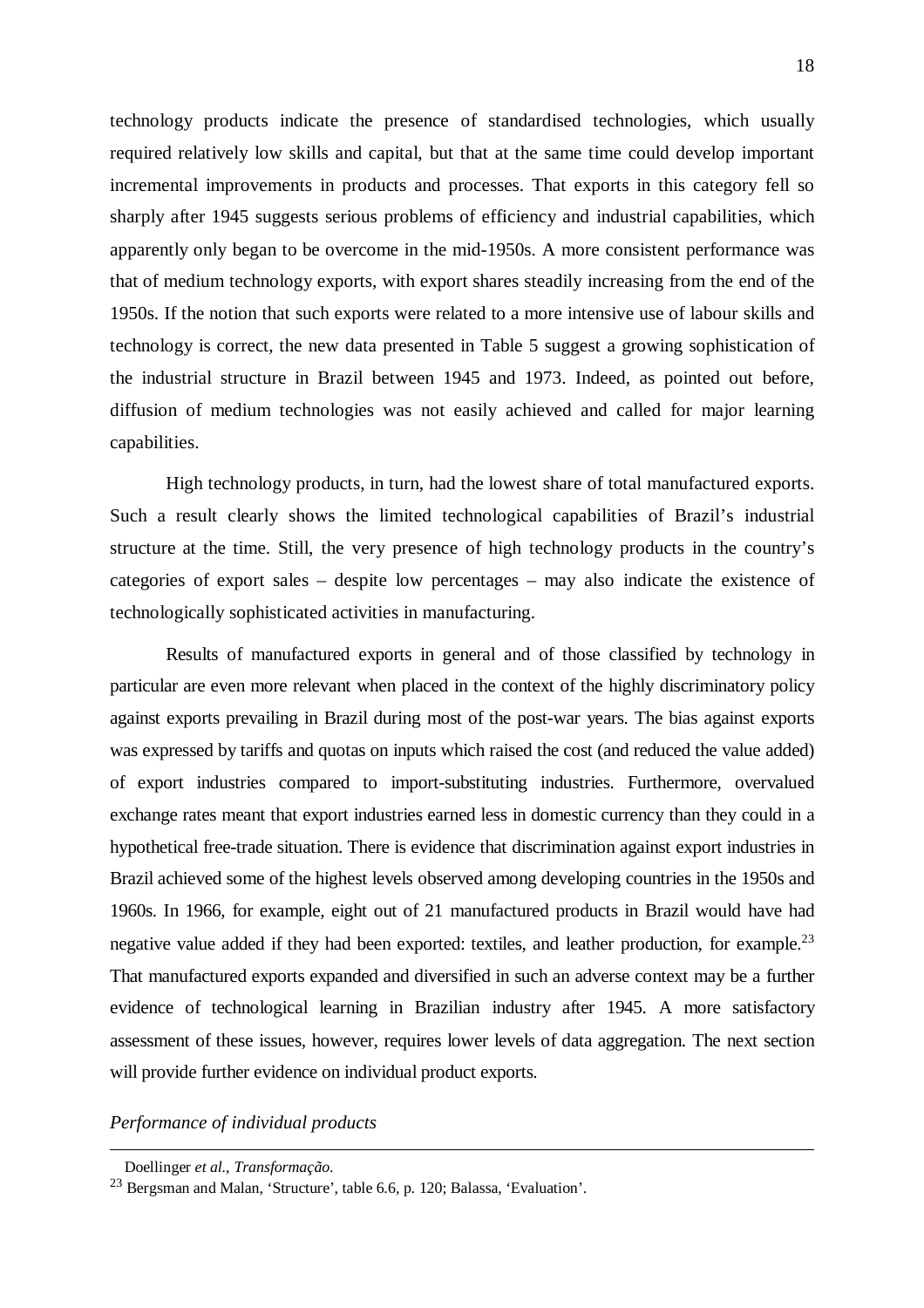technology products indicate the presence of standardised technologies, which usually required relatively low skills and capital, but that at the same time could develop important incremental improvements in products and processes. That exports in this category fell so sharply after 1945 suggests serious problems of efficiency and industrial capabilities, which apparently only began to be overcome in the mid-1950s. A more consistent performance was that of medium technology exports, with export shares steadily increasing from the end of the 1950s. If the notion that such exports were related to a more intensive use of labour skills and technology is correct, the new data presented in Table 5 suggest a growing sophistication of the industrial structure in Brazil between 1945 and 1973. Indeed, as pointed out before, diffusion of medium technologies was not easily achieved and called for major learning capabilities.

High technology products, in turn, had the lowest share of total manufactured exports. Such a result clearly shows the limited technological capabilities of Brazil's industrial structure at the time. Still, the very presence of high technology products in the country's categories of export sales – despite low percentages – may also indicate the existence of technologically sophisticated activities in manufacturing.

Results of manufactured exports in general and of those classified by technology in particular are even more relevant when placed in the context of the highly discriminatory policy against exports prevailing in Brazil during most of the post-war years. The bias against exports was expressed by tariffs and quotas on inputs which raised the cost (and reduced the value added) of export industries compared to import-substituting industries. Furthermore, overvalued exchange rates meant that export industries earned less in domestic currency than they could in a hypothetical free-trade situation. There is evidence that discrimination against export industries in Brazil achieved some of the highest levels observed among developing countries in the 1950s and 1960s. In 1966, for example, eight out of 21 manufactured products in Brazil would have had negative value added if they had been exported: textiles, and leather production, for example.[23] That manufactured exports expanded and diversified in such an adverse context may be a further evidence of technological learning in Brazilian industry after 1945. A more satisfactory assessment of these issues, however, requires lower levels of data aggregation. The next section will provide further evidence on individual product exports.

*Performance of individual products*

---

Doellinger *et al.*, *Transformação*.

[23] Bergsman and Malan, 'Structure', table 6.6, p. 120; Balassa, 'Evaluation'.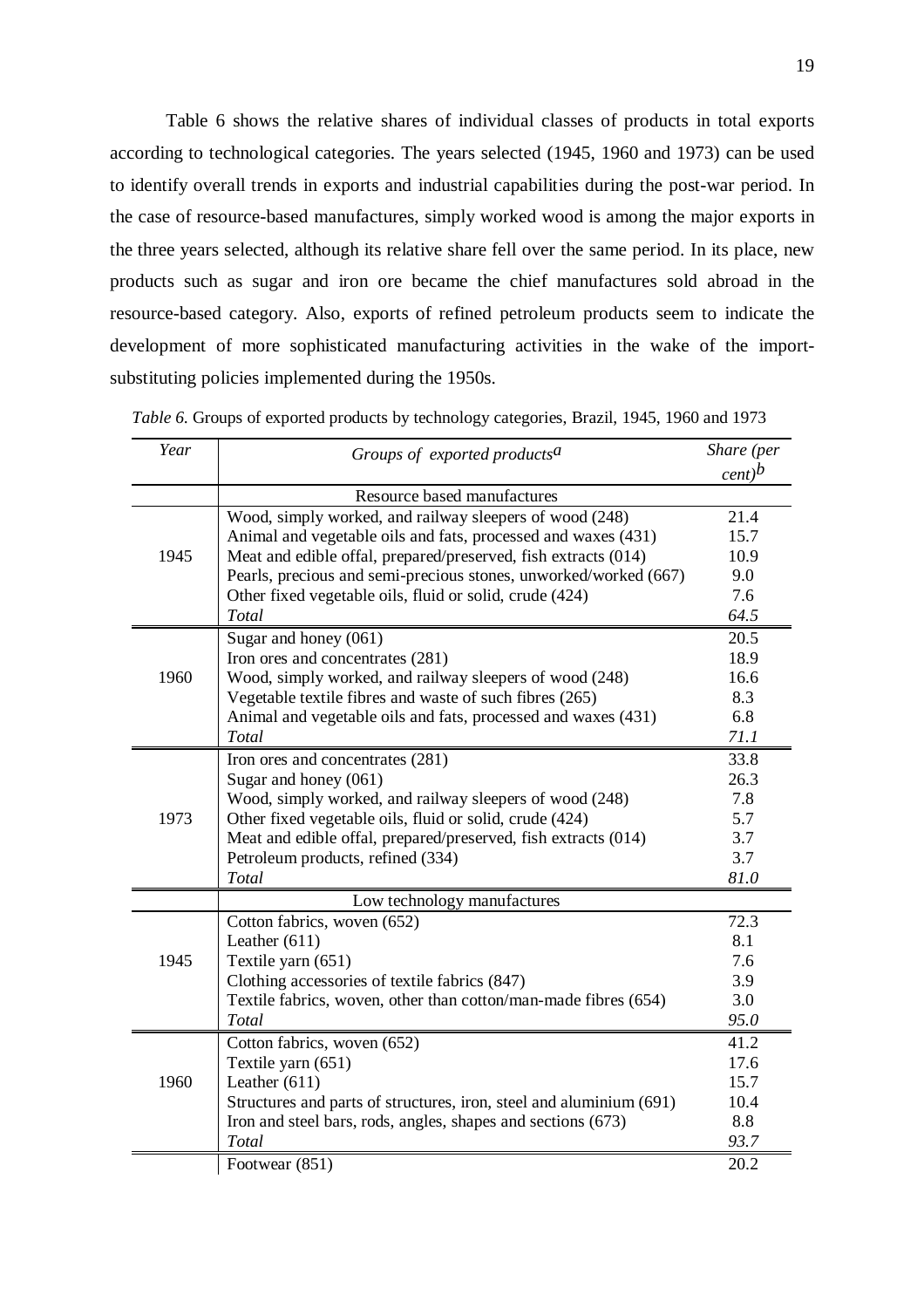Table 6 shows the relative shares of individual classes of products in total exports according to technological categories. The years selected (1945, 1960 and 1973) can be used to identify overall trends in exports and industrial capabilities during the post-war period. In the case of resource-based manufactures, simply worked wood is among the major exports in the three years selected, although its relative share fell over the same period. In its place, new products such as sugar and iron ore became the chief manufactures sold abroad in the resource-based category. Also, exports of refined petroleum products seem to indicate the development of more sophisticated manufacturing activities in the wake of the import-substituting policies implemented during the 1950s.

*Table 6.* Groups of exported products by technology categories, Brazil, 1945, 1960 and 1973

| *Year* | *Groups of exported products*[a] | *Share (per cent)*[b] |
|---|---|---|
| | Resource based manufactures | |
| 1945 | Wood, simply worked, and railway sleepers of wood (248) | 21.4 |
| | Animal and vegetable oils and fats, processed and waxes (431) | 15.7 |
| | Meat and edible offal, prepared/preserved, fish extracts (014) | 10.9 |
| | Pearls, precious and semi-precious stones, unworked/worked (667) | 9.0 |
| | Other fixed vegetable oils, fluid or solid, crude (424) | 7.6 |
| | *Total* | *64.5* |
| 1960 | Sugar and honey (061) | 20.5 |
| | Iron ores and concentrates (281) | 18.9 |
| | Wood, simply worked, and railway sleepers of wood (248) | 16.6 |
| | Vegetable textile fibres and waste of such fibres (265) | 8.3 |
| | Animal and vegetable oils and fats, processed and waxes (431) | 6.8 |
| | *Total* | *71.1* |
| 1973 | Iron ores and concentrates (281) | 33.8 |
| | Sugar and honey (061) | 26.3 |
| | Wood, simply worked, and railway sleepers of wood (248) | 7.8 |
| | Other fixed vegetable oils, fluid or solid, crude (424) | 5.7 |
| | Meat and edible offal, prepared/preserved, fish extracts (014) | 3.7 |
| | Petroleum products, refined (334) | 3.7 |
| | *Total* | *81.0* |
| | Low technology manufactures | |
| 1945 | Cotton fabrics, woven (652) | 72.3 |
| | Leather (611) | 8.1 |
| | Textile yarn (651) | 7.6 |
| | Clothing accessories of textile fabrics (847) | 3.9 |
| | Textile fabrics, woven, other than cotton/man-made fibres (654) | 3.0 |
| | *Total* | *95.0* |
| 1960 | Cotton fabrics, woven (652) | 41.2 |
| | Textile yarn (651) | 17.6 |
| | Leather (611) | 15.7 |
| | Structures and parts of structures, iron, steel and aluminium (691) | 10.4 |
| | Iron and steel bars, rods, angles, shapes and sections (673) | 8.8 |
| | *Total* | *93.7* |
| | Footwear (851) | 20.2 |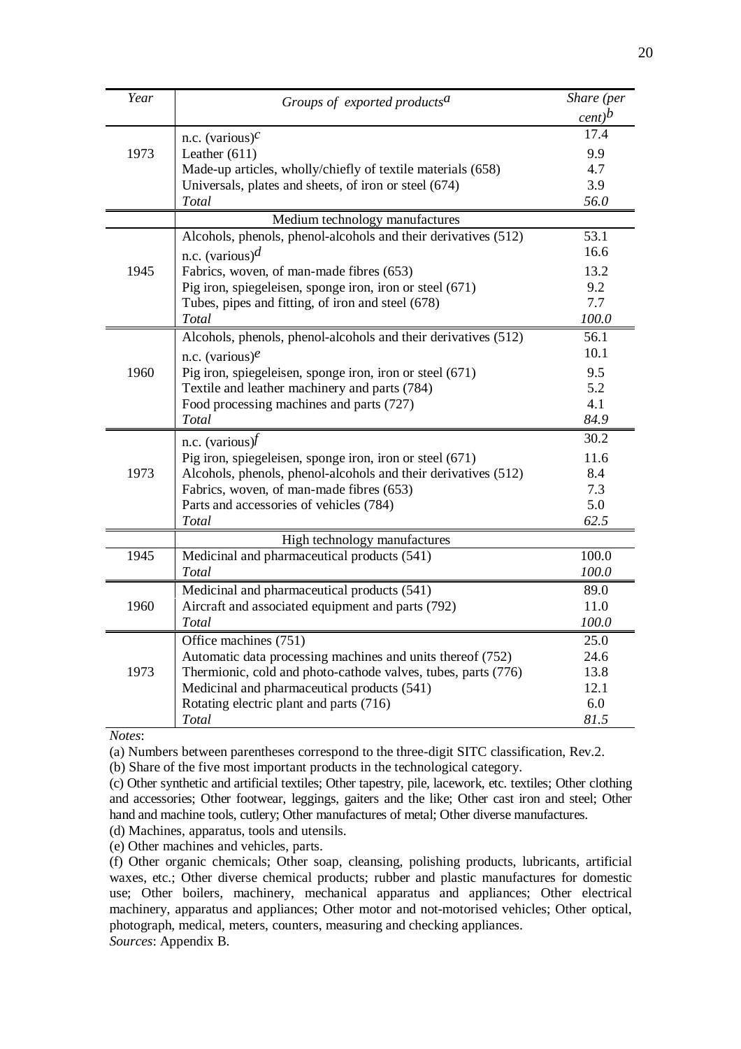| *Year* | *Groups of exported products*[a] | *Share (per cent)*[b] |
|---|---|---|
| 1973 | n.c. (various)[c] | 17.4 |
| | Leather (611) | 9.9 |
| | Made-up articles, wholly/chiefly of textile materials (658) | 4.7 |
| | Universals, plates and sheets, of iron or steel (674) | 3.9 |
| | *Total* | *56.0* |
| | Medium technology manufactures | |
| 1945 | Alcohols, phenols, phenol-alcohols and their derivatives (512) | 53.1 |
| | n.c. (various)[d] | 16.6 |
| | Fabrics, woven, of man-made fibres (653) | 13.2 |
| | Pig iron, spiegeleisen, sponge iron, iron or steel (671) | 9.2 |
| | Tubes, pipes and fitting, of iron and steel (678) | 7.7 |
| | *Total* | *100.0* |
| 1960 | Alcohols, phenols, phenol-alcohols and their derivatives (512) | 56.1 |
| | n.c. (various)[e] | 10.1 |
| | Pig iron, spiegeleisen, sponge iron, iron or steel (671) | 9.5 |
| | Textile and leather machinery and parts (784) | 5.2 |
| | Food processing machines and parts (727) | 4.1 |
| | *Total* | *84.9* |
| 1973 | n.c. (various)[f] | 30.2 |
| | Pig iron, spiegeleisen, sponge iron, iron or steel (671) | 11.6 |
| | Alcohols, phenols, phenol-alcohols and their derivatives (512) | 8.4 |
| | Fabrics, woven, of man-made fibres (653) | 7.3 |
| | Parts and accessories of vehicles (784) | 5.0 |
| | *Total* | *62.5* |
| | High technology manufactures | |
| 1945 | Medicinal and pharmaceutical products (541) | 100.0 |
| | *Total* | *100.0* |
| 1960 | Medicinal and pharmaceutical products (541) | 89.0 |
| | Aircraft and associated equipment and parts (792) | 11.0 |
| | *Total* | *100.0* |
| 1973 | Office machines (751) | 25.0 |
| | Automatic data processing machines and units thereof (752) | 24.6 |
| | Thermionic, cold and photo-cathode valves, tubes, parts (776) | 13.8 |
| | Medicinal and pharmaceutical products (541) | 12.1 |
| | Rotating electric plant and parts (716) | 6.0 |
| | *Total* | *81.5* |

*Notes*:

(a) Numbers between parentheses correspond to the three-digit SITC classification, Rev.2.

(b) Share of the five most important products in the technological category.

(c) Other synthetic and artificial textiles; Other tapestry, pile, lacework, etc. textiles; Other clothing and accessories; Other footwear, leggings, gaiters and the like; Other cast iron and steel; Other hand and machine tools, cutlery; Other manufactures of metal; Other diverse manufactures.

(d) Machines, apparatus, tools and utensils.

(e) Other machines and vehicles, parts.

(f) Other organic chemicals; Other soap, cleansing, polishing products, lubricants, artificial waxes, etc.; Other diverse chemical products; rubber and plastic manufactures for domestic use; Other boilers, machinery, mechanical apparatus and appliances; Other electrical machinery, apparatus and appliances; Other motor and not-motorised vehicles; Other optical, photograph, medical, meters, counters, measuring and checking appliances.

*Sources*: Appendix B.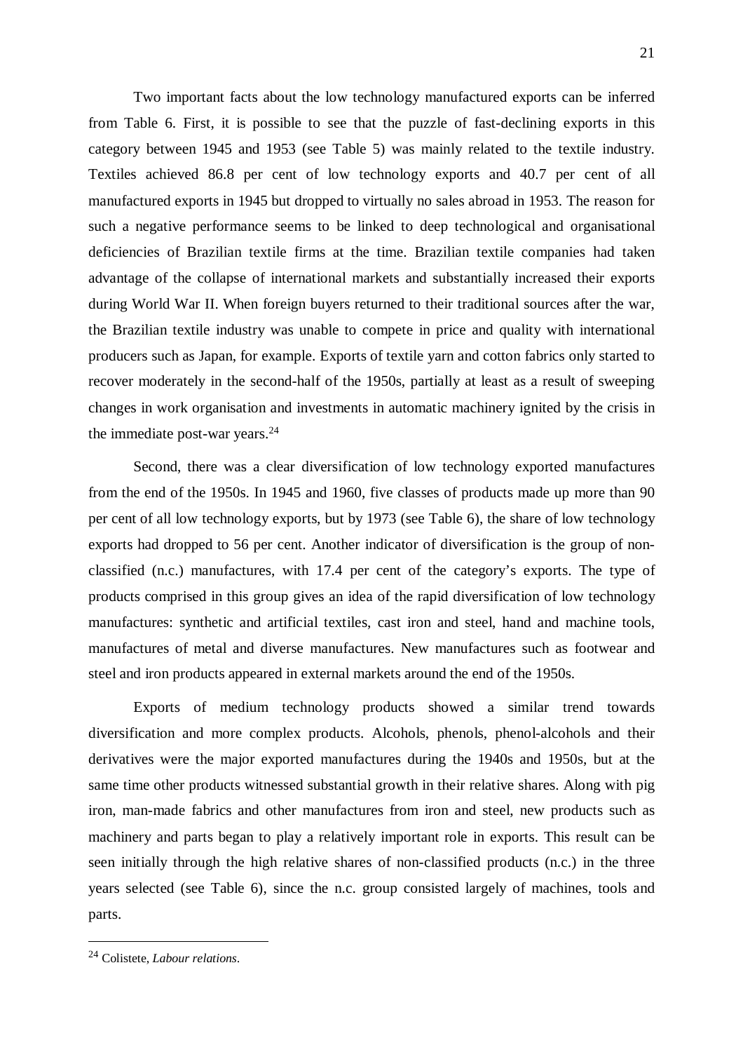Two important facts about the low technology manufactured exports can be inferred from Table 6. First, it is possible to see that the puzzle of fast-declining exports in this category between 1945 and 1953 (see Table 5) was mainly related to the textile industry. Textiles achieved 86.8 per cent of low technology exports and 40.7 per cent of all manufactured exports in 1945 but dropped to virtually no sales abroad in 1953. The reason for such a negative performance seems to be linked to deep technological and organisational deficiencies of Brazilian textile firms at the time. Brazilian textile companies had taken advantage of the collapse of international markets and substantially increased their exports during World War II. When foreign buyers returned to their traditional sources after the war, the Brazilian textile industry was unable to compete in price and quality with international producers such as Japan, for example. Exports of textile yarn and cotton fabrics only started to recover moderately in the second-half of the 1950s, partially at least as a result of sweeping changes in work organisation and investments in automatic machinery ignited by the crisis in the immediate post-war years.[24]

Second, there was a clear diversification of low technology exported manufactures from the end of the 1950s. In 1945 and 1960, five classes of products made up more than 90 per cent of all low technology exports, but by 1973 (see Table 6), the share of low technology exports had dropped to 56 per cent. Another indicator of diversification is the group of non-classified (n.c.) manufactures, with 17.4 per cent of the category's exports. The type of products comprised in this group gives an idea of the rapid diversification of low technology manufactures: synthetic and artificial textiles, cast iron and steel, hand and machine tools, manufactures of metal and diverse manufactures. New manufactures such as footwear and steel and iron products appeared in external markets around the end of the 1950s.

Exports of medium technology products showed a similar trend towards diversification and more complex products. Alcohols, phenols, phenol-alcohols and their derivatives were the major exported manufactures during the 1940s and 1950s, but at the same time other products witnessed substantial growth in their relative shares. Along with pig iron, man-made fabrics and other manufactures from iron and steel, new products such as machinery and parts began to play a relatively important role in exports. This result can be seen initially through the high relative shares of non-classified products (n.c.) in the three years selected (see Table 6), since the n.c. group consisted largely of machines, tools and parts.

---

[24] Colistete, *Labour relations*.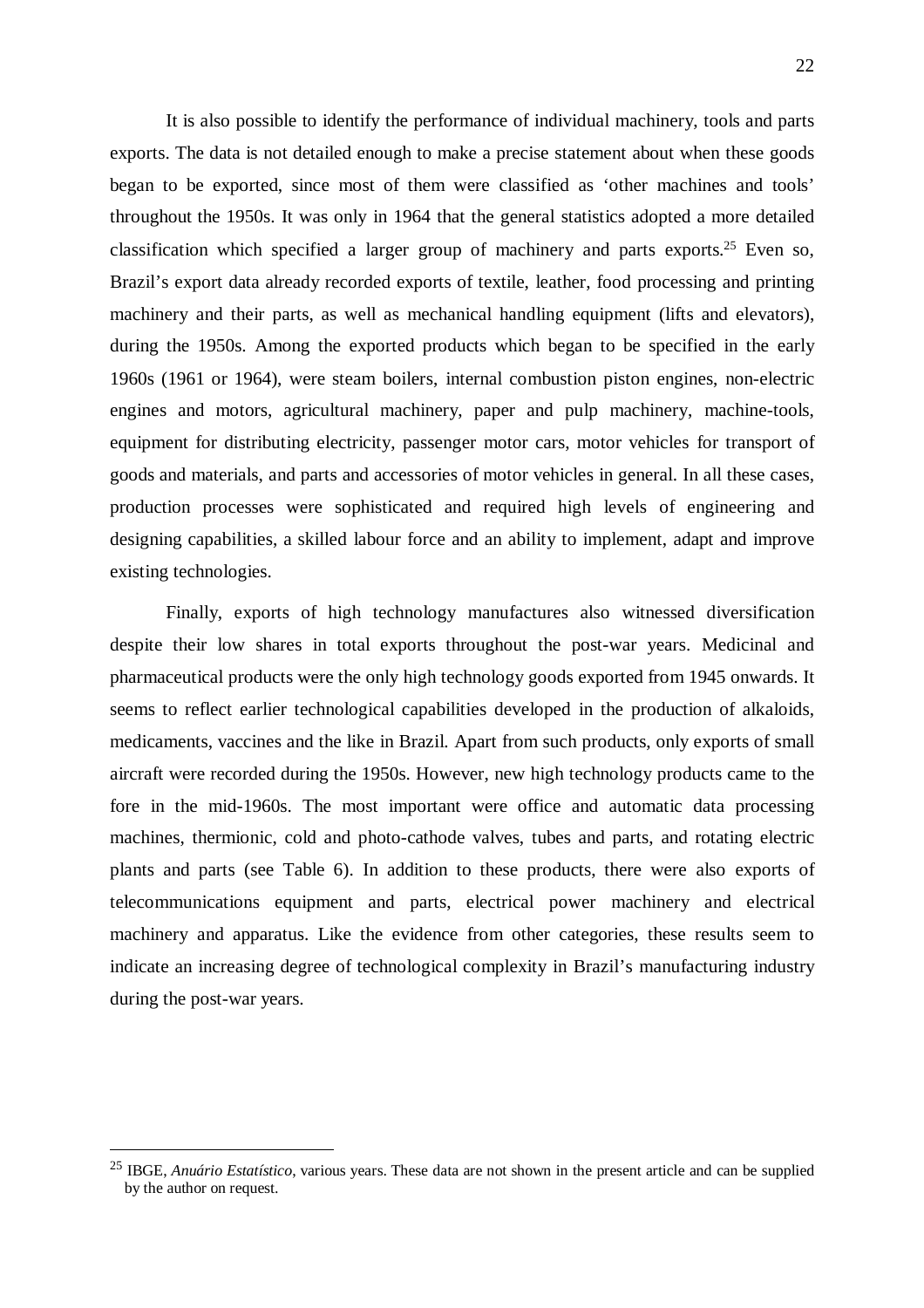It is also possible to identify the performance of individual machinery, tools and parts exports. The data is not detailed enough to make a precise statement about when these goods began to be exported, since most of them were classified as 'other machines and tools' throughout the 1950s. It was only in 1964 that the general statistics adopted a more detailed classification which specified a larger group of machinery and parts exports.[25] Even so, Brazil's export data already recorded exports of textile, leather, food processing and printing machinery and their parts, as well as mechanical handling equipment (lifts and elevators), during the 1950s. Among the exported products which began to be specified in the early 1960s (1961 or 1964), were steam boilers, internal combustion piston engines, non-electric engines and motors, agricultural machinery, paper and pulp machinery, machine-tools, equipment for distributing electricity, passenger motor cars, motor vehicles for transport of goods and materials, and parts and accessories of motor vehicles in general. In all these cases, production processes were sophisticated and required high levels of engineering and designing capabilities, a skilled labour force and an ability to implement, adapt and improve existing technologies.

Finally, exports of high technology manufactures also witnessed diversification despite their low shares in total exports throughout the post-war years. Medicinal and pharmaceutical products were the only high technology goods exported from 1945 onwards. It seems to reflect earlier technological capabilities developed in the production of alkaloids, medicaments, vaccines and the like in Brazil. Apart from such products, only exports of small aircraft were recorded during the 1950s. However, new high technology products came to the fore in the mid-1960s. The most important were office and automatic data processing machines, thermionic, cold and photo-cathode valves, tubes and parts, and rotating electric plants and parts (see Table 6). In addition to these products, there were also exports of telecommunications equipment and parts, electrical power machinery and electrical machinery and apparatus. Like the evidence from other categories, these results seem to indicate an increasing degree of technological complexity in Brazil's manufacturing industry during the post-war years.

---

[25] IBGE, *Anuário Estatístico*, various years. These data are not shown in the present article and can be supplied by the author on request.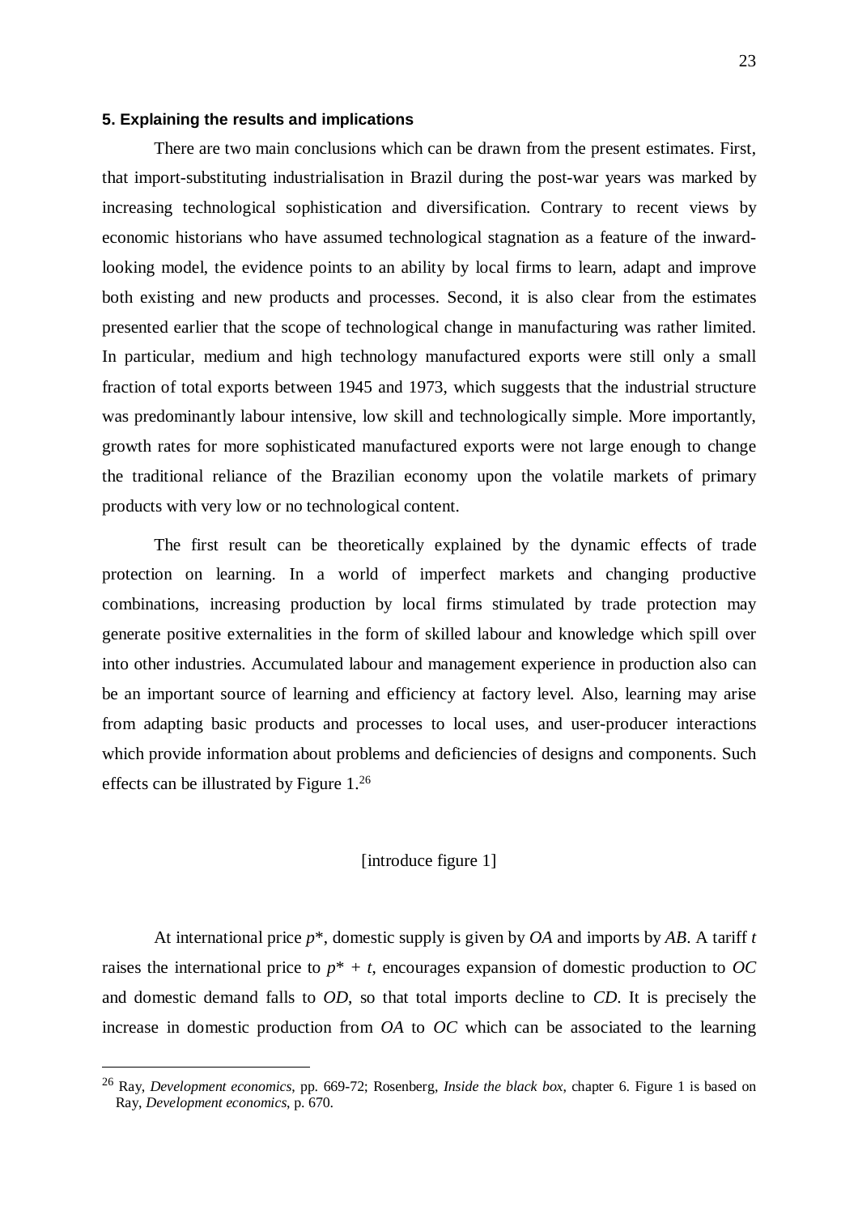### 5. Explaining the results and implications

There are two main conclusions which can be drawn from the present estimates. First, that import-substituting industrialisation in Brazil during the post-war years was marked by increasing technological sophistication and diversification. Contrary to recent views by economic historians who have assumed technological stagnation as a feature of the inward-looking model, the evidence points to an ability by local firms to learn, adapt and improve both existing and new products and processes. Second, it is also clear from the estimates presented earlier that the scope of technological change in manufacturing was rather limited. In particular, medium and high technology manufactured exports were still only a small fraction of total exports between 1945 and 1973, which suggests that the industrial structure was predominantly labour intensive, low skill and technologically simple. More importantly, growth rates for more sophisticated manufactured exports were not large enough to change the traditional reliance of the Brazilian economy upon the volatile markets of primary products with very low or no technological content.

The first result can be theoretically explained by the dynamic effects of trade protection on learning. In a world of imperfect markets and changing productive combinations, increasing production by local firms stimulated by trade protection may generate positive externalities in the form of skilled labour and knowledge which spill over into other industries. Accumulated labour and management experience in production also can be an important source of learning and efficiency at factory level. Also, learning may arise from adapting basic products and processes to local uses, and user-producer interactions which provide information about problems and deficiencies of designs and components. Such effects can be illustrated by Figure 1.[26]

[introduce figure 1]

At international price $p^*$, domestic supply is given by *OA* and imports by *AB*. A tariff $t$ raises the international price to $p^* + t$, encourages expansion of domestic production to *OC* and domestic demand falls to *OD*, so that total imports decline to *CD*. It is precisely the increase in domestic production from *OA* to *OC* which can be associated to the learning

[26] Ray, *Development economics*, pp. 669-72; Rosenberg, *Inside the black box*, chapter 6. Figure 1 is based on Ray, *Development economics*, p. 670.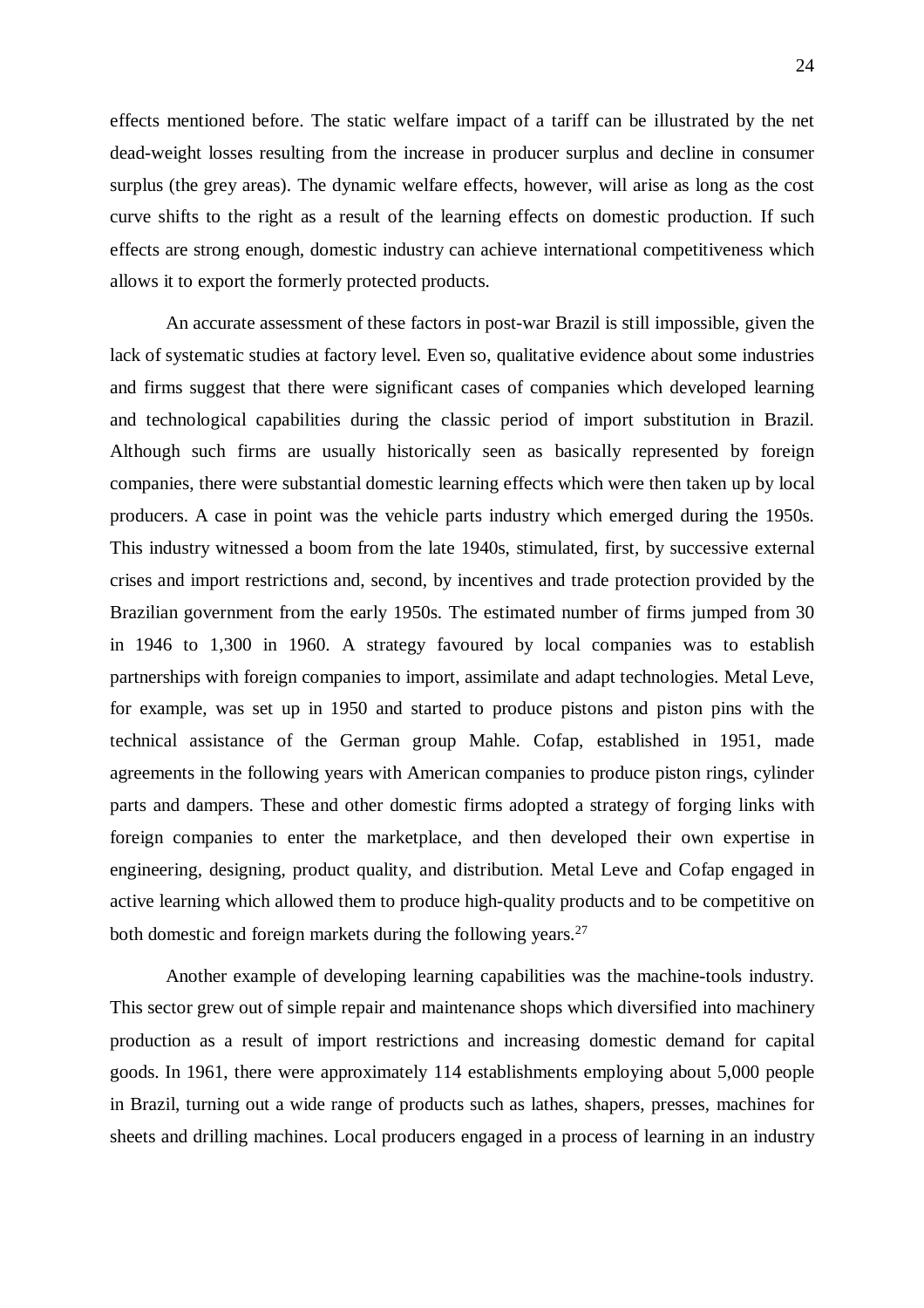effects mentioned before. The static welfare impact of a tariff can be illustrated by the net dead-weight losses resulting from the increase in producer surplus and decline in consumer surplus (the grey areas). The dynamic welfare effects, however, will arise as long as the cost curve shifts to the right as a result of the learning effects on domestic production. If such effects are strong enough, domestic industry can achieve international competitiveness which allows it to export the formerly protected products.

An accurate assessment of these factors in post-war Brazil is still impossible, given the lack of systematic studies at factory level. Even so, qualitative evidence about some industries and firms suggest that there were significant cases of companies which developed learning and technological capabilities during the classic period of import substitution in Brazil. Although such firms are usually historically seen as basically represented by foreign companies, there were substantial domestic learning effects which were then taken up by local producers. A case in point was the vehicle parts industry which emerged during the 1950s. This industry witnessed a boom from the late 1940s, stimulated, first, by successive external crises and import restrictions and, second, by incentives and trade protection provided by the Brazilian government from the early 1950s. The estimated number of firms jumped from 30 in 1946 to 1,300 in 1960. A strategy favoured by local companies was to establish partnerships with foreign companies to import, assimilate and adapt technologies. Metal Leve, for example, was set up in 1950 and started to produce pistons and piston pins with the technical assistance of the German group Mahle. Cofap, established in 1951, made agreements in the following years with American companies to produce piston rings, cylinder parts and dampers. These and other domestic firms adopted a strategy of forging links with foreign companies to enter the marketplace, and then developed their own expertise in engineering, designing, product quality, and distribution. Metal Leve and Cofap engaged in active learning which allowed them to produce high-quality products and to be competitive on both domestic and foreign markets during the following years.[27]

Another example of developing learning capabilities was the machine-tools industry. This sector grew out of simple repair and maintenance shops which diversified into machinery production as a result of import restrictions and increasing domestic demand for capital goods. In 1961, there were approximately 114 establishments employing about 5,000 people in Brazil, turning out a wide range of products such as lathes, shapers, presses, machines for sheets and drilling machines. Local producers engaged in a process of learning in an industry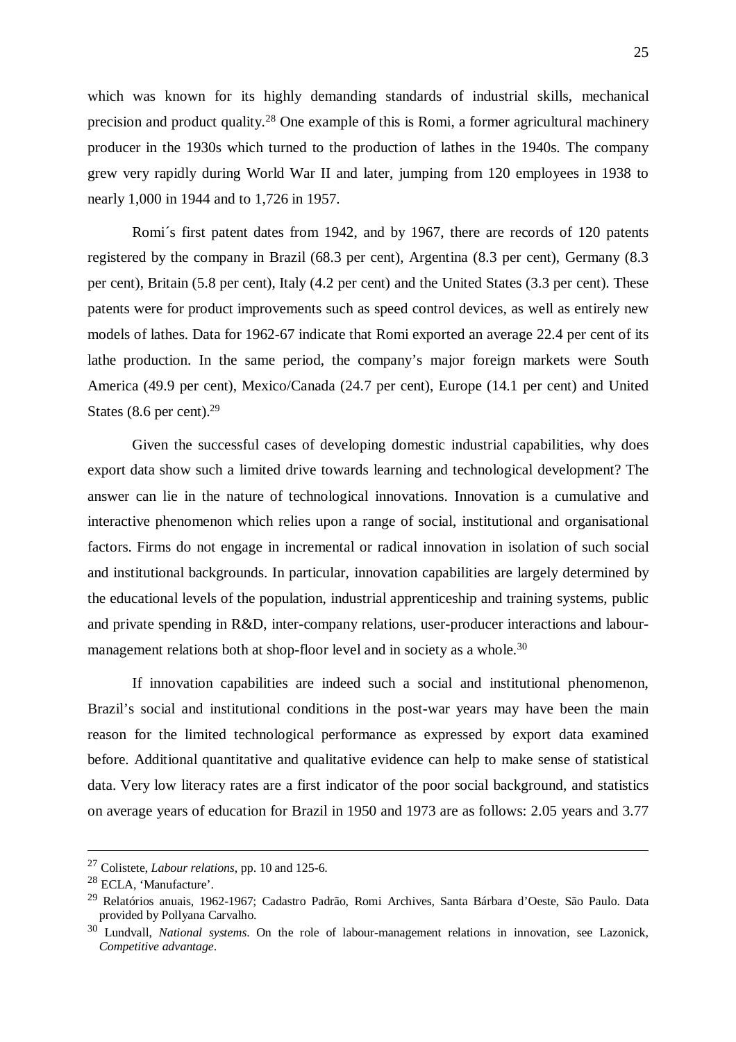which was known for its highly demanding standards of industrial skills, mechanical precision and product quality.[28] One example of this is Romi, a former agricultural machinery producer in the 1930s which turned to the production of lathes in the 1940s. The company grew very rapidly during World War II and later, jumping from 120 employees in 1938 to nearly 1,000 in 1944 and to 1,726 in 1957.

Romi´s first patent dates from 1942, and by 1967, there are records of 120 patents registered by the company in Brazil (68.3 per cent), Argentina (8.3 per cent), Germany (8.3 per cent), Britain (5.8 per cent), Italy (4.2 per cent) and the United States (3.3 per cent). These patents were for product improvements such as speed control devices, as well as entirely new models of lathes. Data for 1962-67 indicate that Romi exported an average 22.4 per cent of its lathe production. In the same period, the company's major foreign markets were South America (49.9 per cent), Mexico/Canada (24.7 per cent), Europe (14.1 per cent) and United States (8.6 per cent).[29]

Given the successful cases of developing domestic industrial capabilities, why does export data show such a limited drive towards learning and technological development? The answer can lie in the nature of technological innovations. Innovation is a cumulative and interactive phenomenon which relies upon a range of social, institutional and organisational factors. Firms do not engage in incremental or radical innovation in isolation of such social and institutional backgrounds. In particular, innovation capabilities are largely determined by the educational levels of the population, industrial apprenticeship and training systems, public and private spending in R&D, inter-company relations, user-producer interactions and labour-management relations both at shop-floor level and in society as a whole.[30]

If innovation capabilities are indeed such a social and institutional phenomenon, Brazil's social and institutional conditions in the post-war years may have been the main reason for the limited technological performance as expressed by export data examined before. Additional quantitative and qualitative evidence can help to make sense of statistical data. Very low literacy rates are a first indicator of the poor social background, and statistics on average years of education for Brazil in 1950 and 1973 are as follows: 2.05 years and 3.77

---

[27] Colistete, *Labour relations*, pp. 10 and 125-6.

[28] ECLA, 'Manufacture'.

[29] Relatórios anuais, 1962-1967; Cadastro Padrão, Romi Archives, Santa Bárbara d'Oeste, São Paulo. Data provided by Pollyana Carvalho.

[30] Lundvall, *National systems*. On the role of labour-management relations in innovation, see Lazonick, *Competitive advantage*.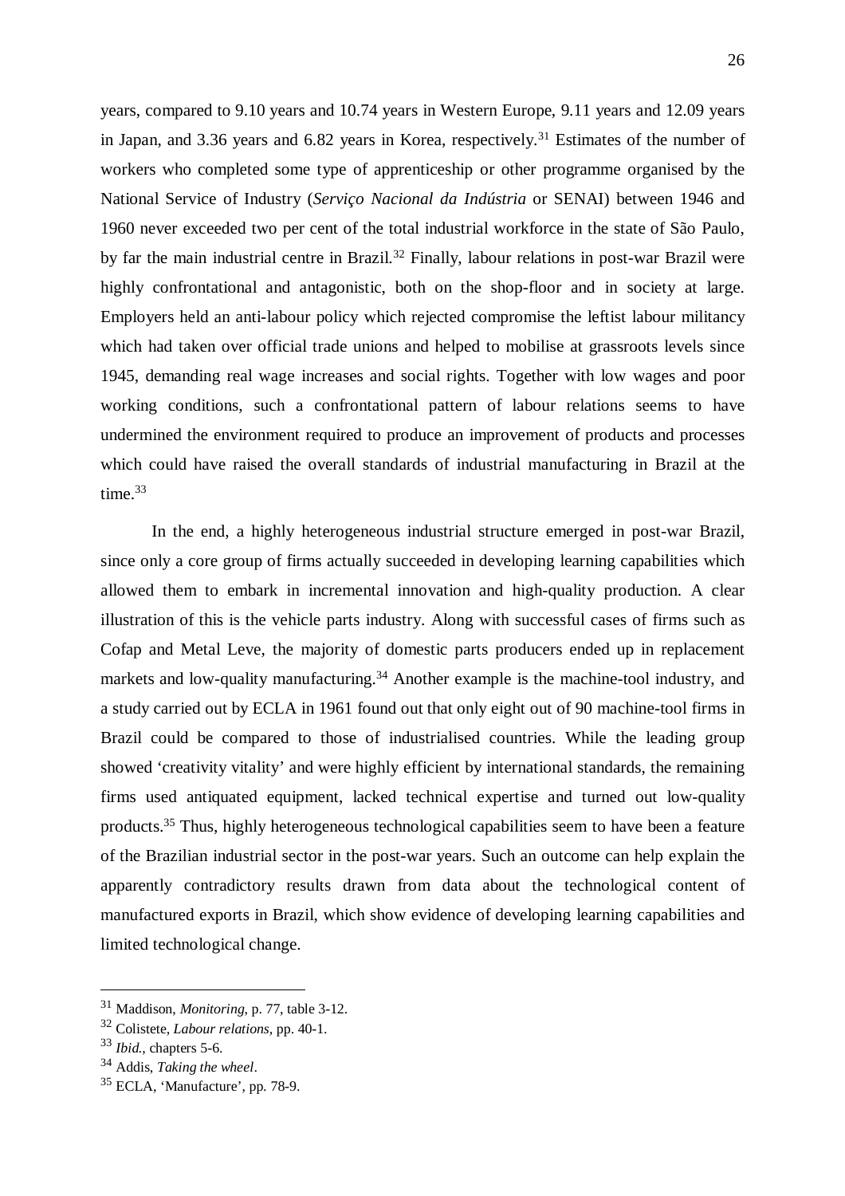years, compared to 9.10 years and 10.74 years in Western Europe, 9.11 years and 12.09 years in Japan, and 3.36 years and 6.82 years in Korea, respectively.[31] Estimates of the number of workers who completed some type of apprenticeship or other programme organised by the National Service of Industry (*Serviço Nacional da Indústria* or SENAI) between 1946 and 1960 never exceeded two per cent of the total industrial workforce in the state of São Paulo, by far the main industrial centre in Brazil.[32] Finally, labour relations in post-war Brazil were highly confrontational and antagonistic, both on the shop-floor and in society at large. Employers held an anti-labour policy which rejected compromise the leftist labour militancy which had taken over official trade unions and helped to mobilise at grassroots levels since 1945, demanding real wage increases and social rights. Together with low wages and poor working conditions, such a confrontational pattern of labour relations seems to have undermined the environment required to produce an improvement of products and processes which could have raised the overall standards of industrial manufacturing in Brazil at the time.[33]

In the end, a highly heterogeneous industrial structure emerged in post-war Brazil, since only a core group of firms actually succeeded in developing learning capabilities which allowed them to embark in incremental innovation and high-quality production. A clear illustration of this is the vehicle parts industry. Along with successful cases of firms such as Cofap and Metal Leve, the majority of domestic parts producers ended up in replacement markets and low-quality manufacturing.[34] Another example is the machine-tool industry, and a study carried out by ECLA in 1961 found out that only eight out of 90 machine-tool firms in Brazil could be compared to those of industrialised countries. While the leading group showed 'creativity vitality' and were highly efficient by international standards, the remaining firms used antiquated equipment, lacked technical expertise and turned out low-quality products.[35] Thus, highly heterogeneous technological capabilities seem to have been a feature of the Brazilian industrial sector in the post-war years. Such an outcome can help explain the apparently contradictory results drawn from data about the technological content of manufactured exports in Brazil, which show evidence of developing learning capabilities and limited technological change.

---

[31] Maddison, *Monitoring*, p. 77, table 3-12.

[32] Colistete, *Labour relations*, pp. 40-1.

[33] *Ibid.*, chapters 5-6.

[34] Addis, *Taking the wheel*.

[35] ECLA, 'Manufacture', pp. 78-9.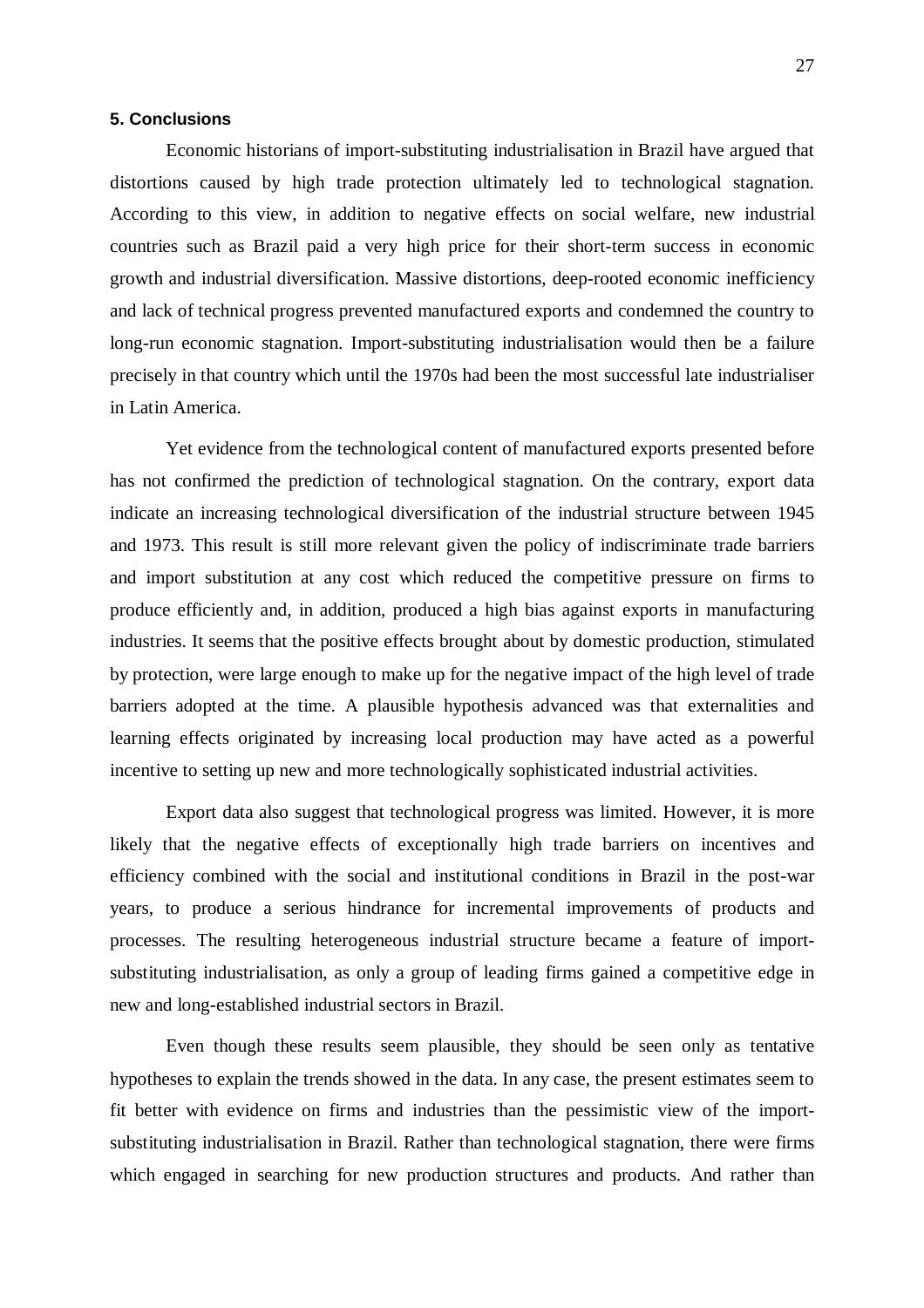## 5. Conclusions

Economic historians of import-substituting industrialisation in Brazil have argued that distortions caused by high trade protection ultimately led to technological stagnation. According to this view, in addition to negative effects on social welfare, new industrial countries such as Brazil paid a very high price for their short-term success in economic growth and industrial diversification. Massive distortions, deep-rooted economic inefficiency and lack of technical progress prevented manufactured exports and condemned the country to long-run economic stagnation. Import-substituting industrialisation would then be a failure precisely in that country which until the 1970s had been the most successful late industrialiser in Latin America.

Yet evidence from the technological content of manufactured exports presented before has not confirmed the prediction of technological stagnation. On the contrary, export data indicate an increasing technological diversification of the industrial structure between 1945 and 1973. This result is still more relevant given the policy of indiscriminate trade barriers and import substitution at any cost which reduced the competitive pressure on firms to produce efficiently and, in addition, produced a high bias against exports in manufacturing industries. It seems that the positive effects brought about by domestic production, stimulated by protection, were large enough to make up for the negative impact of the high level of trade barriers adopted at the time. A plausible hypothesis advanced was that externalities and learning effects originated by increasing local production may have acted as a powerful incentive to setting up new and more technologically sophisticated industrial activities.

Export data also suggest that technological progress was limited. However, it is more likely that the negative effects of exceptionally high trade barriers on incentives and efficiency combined with the social and institutional conditions in Brazil in the post-war years, to produce a serious hindrance for incremental improvements of products and processes. The resulting heterogeneous industrial structure became a feature of import-substituting industrialisation, as only a group of leading firms gained a competitive edge in new and long-established industrial sectors in Brazil.

Even though these results seem plausible, they should be seen only as tentative hypotheses to explain the trends showed in the data. In any case, the present estimates seem to fit better with evidence on firms and industries than the pessimistic view of the import-substituting industrialisation in Brazil. Rather than technological stagnation, there were firms which engaged in searching for new production structures and products. And rather than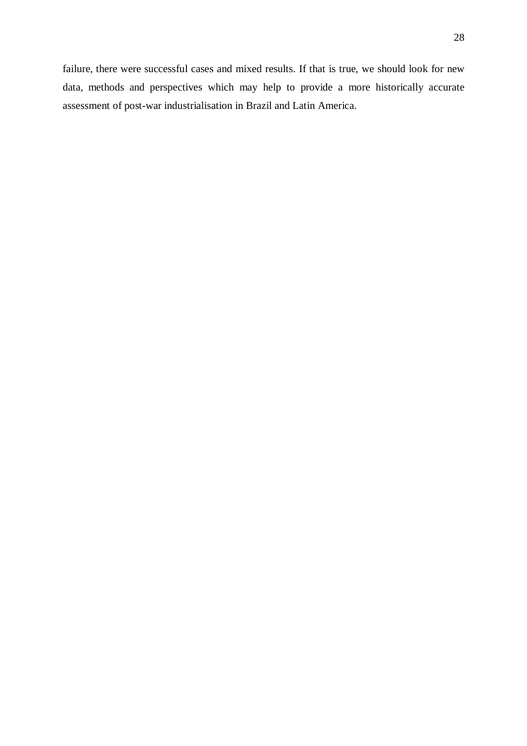failure, there were successful cases and mixed results. If that is true, we should look for new data, methods and perspectives which may help to provide a more historically accurate assessment of post-war industrialisation in Brazil and Latin America.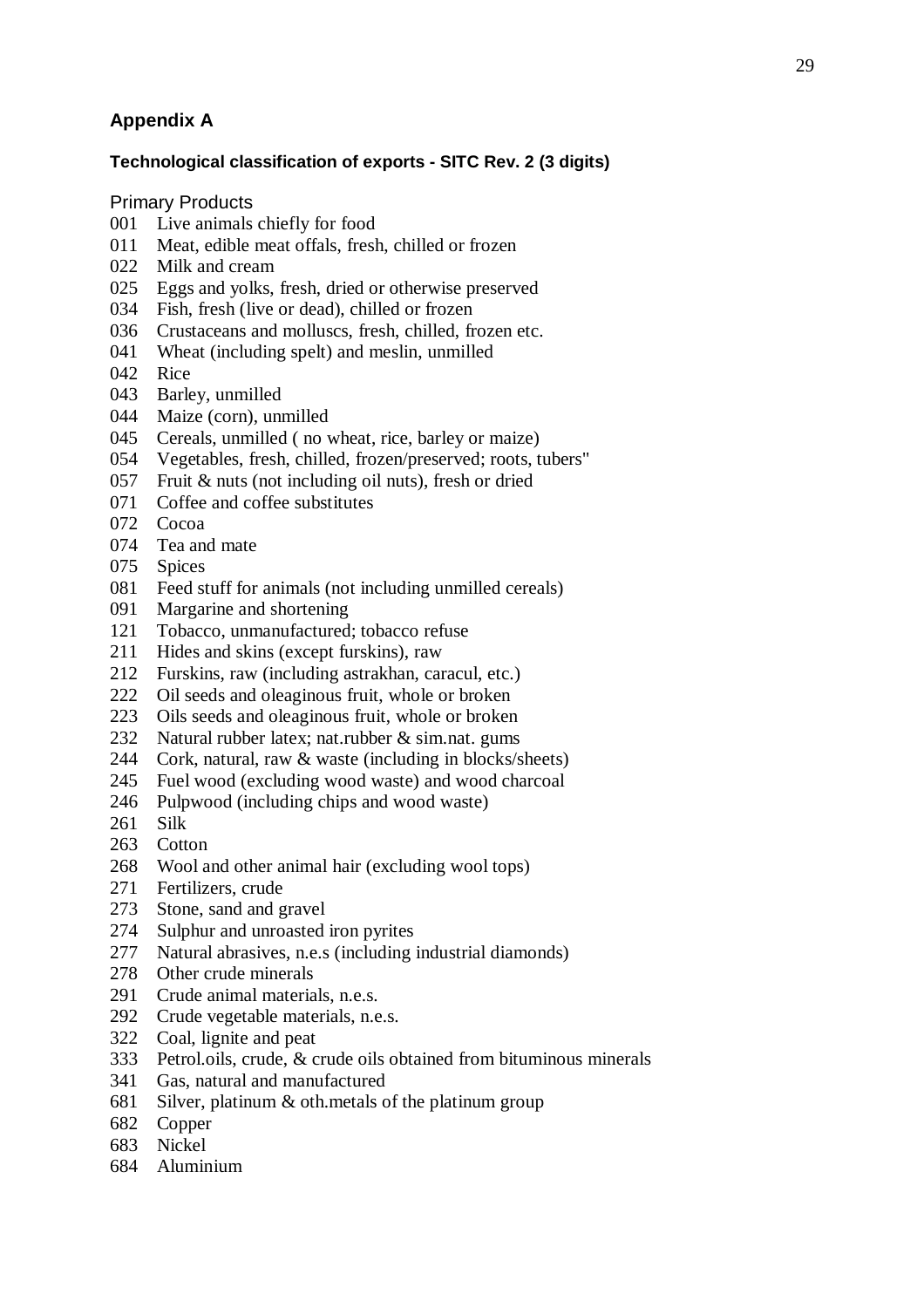## Appendix A

### Technological classification of exports - SITC Rev. 2 (3 digits)

Primary Products

001 Live animals chiefly for food
011 Meat, edible meat offals, fresh, chilled or frozen
022 Milk and cream
025 Eggs and yolks, fresh, dried or otherwise preserved
034 Fish, fresh (live or dead), chilled or frozen
036 Crustaceans and molluscs, fresh, chilled, frozen etc.
041 Wheat (including spelt) and meslin, unmilled
042 Rice
043 Barley, unmilled
044 Maize (corn), unmilled
045 Cereals, unmilled ( no wheat, rice, barley or maize)
054 Vegetables, fresh, chilled, frozen/preserved; roots, tubers"
057 Fruit & nuts (not including oil nuts), fresh or dried
071 Coffee and coffee substitutes
072 Cocoa
074 Tea and mate
075 Spices
081 Feed stuff for animals (not including unmilled cereals)
091 Margarine and shortening
121 Tobacco, unmanufactured; tobacco refuse
211 Hides and skins (except furskins), raw
212 Furskins, raw (including astrakhan, caracul, etc.)
222 Oil seeds and oleaginous fruit, whole or broken
223 Oils seeds and oleaginous fruit, whole or broken
232 Natural rubber latex; nat.rubber & sim.nat. gums
244 Cork, natural, raw & waste (including in blocks/sheets)
245 Fuel wood (excluding wood waste) and wood charcoal
246 Pulpwood (including chips and wood waste)
261 Silk
263 Cotton
268 Wool and other animal hair (excluding wool tops)
271 Fertilizers, crude
273 Stone, sand and gravel
274 Sulphur and unroasted iron pyrites
277 Natural abrasives, n.e.s (including industrial diamonds)
278 Other crude minerals
291 Crude animal materials, n.e.s.
292 Crude vegetable materials, n.e.s.
322 Coal, lignite and peat
333 Petrol.oils, crude, & crude oils obtained from bituminous minerals
341 Gas, natural and manufactured
681 Silver, platinum & oth.metals of the platinum group
682 Copper
683 Nickel
684 Aluminium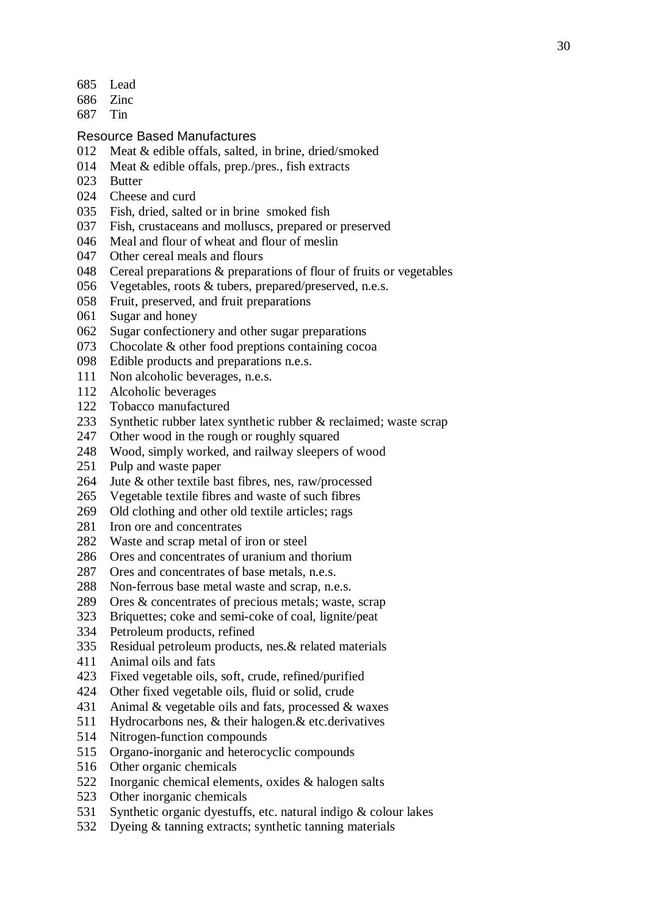685 Lead
686 Zinc
687 Tin

### Resource Based Manufactures

012 Meat & edible offals, salted, in brine, dried/smoked
014 Meat & edible offals, prep./pres., fish extracts
023 Butter
024 Cheese and curd
035 Fish, dried, salted or in brine smoked fish
037 Fish, crustaceans and molluscs, prepared or preserved
046 Meal and flour of wheat and flour of meslin
047 Other cereal meals and flours
048 Cereal preparations & preparations of flour of fruits or vegetables
056 Vegetables, roots & tubers, prepared/preserved, n.e.s.
058 Fruit, preserved, and fruit preparations
061 Sugar and honey
062 Sugar confectionery and other sugar preparations
073 Chocolate & other food preptions containing cocoa
098 Edible products and preparations n.e.s.
111 Non alcoholic beverages, n.e.s.
112 Alcoholic beverages
122 Tobacco manufactured
233 Synthetic rubber latex synthetic rubber & reclaimed; waste scrap
247 Other wood in the rough or roughly squared
248 Wood, simply worked, and railway sleepers of wood
251 Pulp and waste paper
264 Jute & other textile bast fibres, nes, raw/processed
265 Vegetable textile fibres and waste of such fibres
269 Old clothing and other old textile articles; rags
281 Iron ore and concentrates
282 Waste and scrap metal of iron or steel
286 Ores and concentrates of uranium and thorium
287 Ores and concentrates of base metals, n.e.s.
288 Non-ferrous base metal waste and scrap, n.e.s.
289 Ores & concentrates of precious metals; waste, scrap
323 Briquettes; coke and semi-coke of coal, lignite/peat
334 Petroleum products, refined
335 Residual petroleum products, nes.& related materials
411 Animal oils and fats
423 Fixed vegetable oils, soft, crude, refined/purified
424 Other fixed vegetable oils, fluid or solid, crude
431 Animal & vegetable oils and fats, processed & waxes
511 Hydrocarbons nes, & their halogen.& etc.derivatives
514 Nitrogen-function compounds
515 Organo-inorganic and heterocyclic compounds
516 Other organic chemicals
522 Inorganic chemical elements, oxides & halogen salts
523 Other inorganic chemicals
531 Synthetic organic dyestuffs, etc. natural indigo & colour lakes
532 Dyeing & tanning extracts; synthetic tanning materials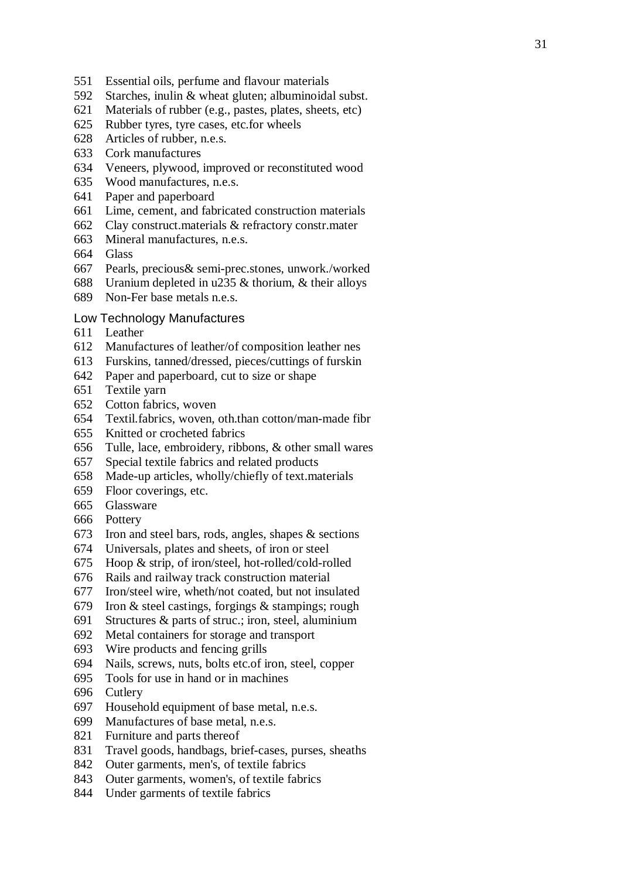551 Essential oils, perfume and flavour materials
592 Starches, inulin & wheat gluten; albuminoidal subst.
621 Materials of rubber (e.g., pastes, plates, sheets, etc)
625 Rubber tyres, tyre cases, etc.for wheels
628 Articles of rubber, n.e.s.
633 Cork manufactures
634 Veneers, plywood, improved or reconstituted wood
635 Wood manufactures, n.e.s.
641 Paper and paperboard
661 Lime, cement, and fabricated construction materials
662 Clay construct.materials & refractory constr.mater
663 Mineral manufactures, n.e.s.
664 Glass
667 Pearls, precious& semi-prec.stones, unwork./worked
688 Uranium depleted in u235 & thorium, & their alloys
689 Non-Fer base metals n.e.s.

Low Technology Manufactures

611 Leather
612 Manufactures of leather/of composition leather nes
613 Furskins, tanned/dressed, pieces/cuttings of furskin
642 Paper and paperboard, cut to size or shape
651 Textile yarn
652 Cotton fabrics, woven
654 Textil.fabrics, woven, oth.than cotton/man-made fibr
655 Knitted or crocheted fabrics
656 Tulle, lace, embroidery, ribbons, & other small wares
657 Special textile fabrics and related products
658 Made-up articles, wholly/chiefly of text.materials
659 Floor coverings, etc.
665 Glassware
666 Pottery
673 Iron and steel bars, rods, angles, shapes & sections
674 Universals, plates and sheets, of iron or steel
675 Hoop & strip, of iron/steel, hot-rolled/cold-rolled
676 Rails and railway track construction material
677 Iron/steel wire, wheth/not coated, but not insulated
679 Iron & steel castings, forgings & stampings; rough
691 Structures & parts of struc.; iron, steel, aluminium
692 Metal containers for storage and transport
693 Wire products and fencing grills
694 Nails, screws, nuts, bolts etc.of iron, steel, copper
695 Tools for use in hand or in machines
696 Cutlery
697 Household equipment of base metal, n.e.s.
699 Manufactures of base metal, n.e.s.
821 Furniture and parts thereof
831 Travel goods, handbags, brief-cases, purses, sheaths
842 Outer garments, men's, of textile fabrics
843 Outer garments, women's, of textile fabrics
844 Under garments of textile fabrics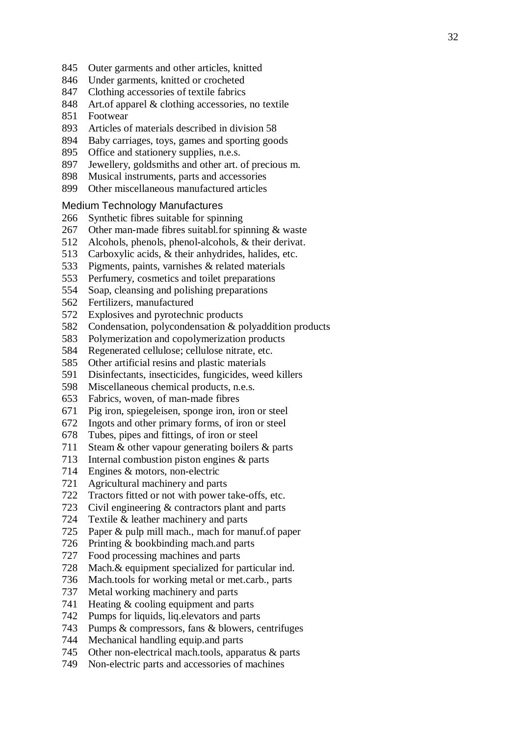845 Outer garments and other articles, knitted
846 Under garments, knitted or crocheted
847 Clothing accessories of textile fabrics
848 Art.of apparel & clothing accessories, no textile
851 Footwear
893 Articles of materials described in division 58
894 Baby carriages, toys, games and sporting goods
895 Office and stationery supplies, n.e.s.
897 Jewellery, goldsmiths and other art. of precious m.
898 Musical instruments, parts and accessories
899 Other miscellaneous manufactured articles

Medium Technology Manufactures

266 Synthetic fibres suitable for spinning
267 Other man-made fibres suitabl.for spinning & waste
512 Alcohols, phenols, phenol-alcohols, & their derivat.
513 Carboxylic acids, & their anhydrides, halides, etc.
533 Pigments, paints, varnishes & related materials
553 Perfumery, cosmetics and toilet preparations
554 Soap, cleansing and polishing preparations
562 Fertilizers, manufactured
572 Explosives and pyrotechnic products
582 Condensation, polycondensation & polyaddition products
583 Polymerization and copolymerization products
584 Regenerated cellulose; cellulose nitrate, etc.
585 Other artificial resins and plastic materials
591 Disinfectants, insecticides, fungicides, weed killers
598 Miscellaneous chemical products, n.e.s.
653 Fabrics, woven, of man-made fibres
671 Pig iron, spiegeleisen, sponge iron, iron or steel
672 Ingots and other primary forms, of iron or steel
678 Tubes, pipes and fittings, of iron or steel
711 Steam & other vapour generating boilers & parts
713 Internal combustion piston engines & parts
714 Engines & motors, non-electric
721 Agricultural machinery and parts
722 Tractors fitted or not with power take-offs, etc.
723 Civil engineering & contractors plant and parts
724 Textile & leather machinery and parts
725 Paper & pulp mill mach., mach for manuf.of paper
726 Printing & bookbinding mach.and parts
727 Food processing machines and parts
728 Mach.& equipment specialized for particular ind.
736 Mach.tools for working metal or met.carb., parts
737 Metal working machinery and parts
741 Heating & cooling equipment and parts
742 Pumps for liquids, liq.elevators and parts
743 Pumps & compressors, fans & blowers, centrifuges
744 Mechanical handling equip.and parts
745 Other non-electrical mach.tools, apparatus & parts
749 Non-electric parts and accessories of machines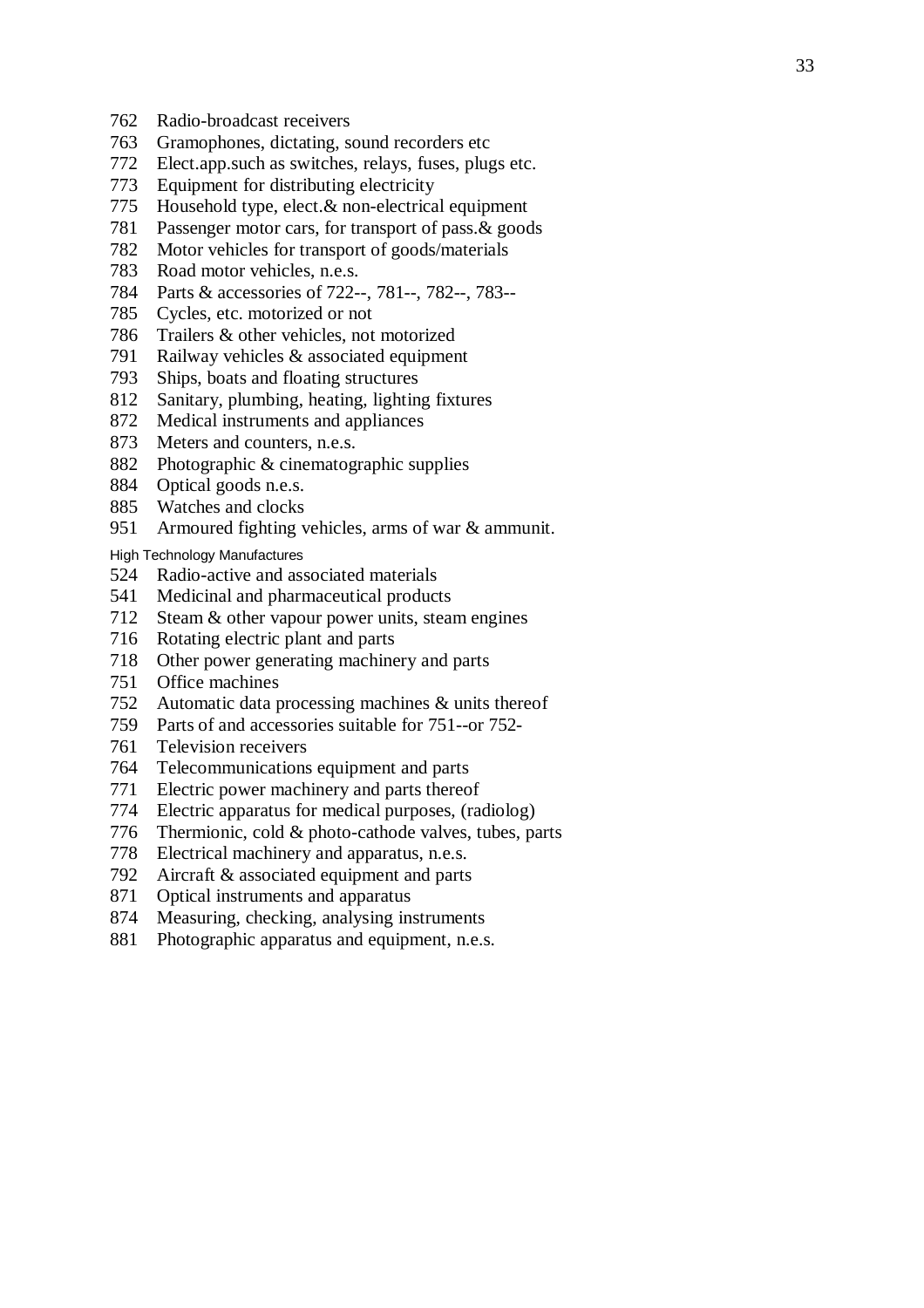762 Radio-broadcast receivers
763 Gramophones, dictating, sound recorders etc
772 Elect.app.such as switches, relays, fuses, plugs etc.
773 Equipment for distributing electricity
775 Household type, elect.& non-electrical equipment
781 Passenger motor cars, for transport of pass.& goods
782 Motor vehicles for transport of goods/materials
783 Road motor vehicles, n.e.s.
784 Parts & accessories of 722--, 781--, 782--, 783--
785 Cycles, etc. motorized or not
786 Trailers & other vehicles, not motorized
791 Railway vehicles & associated equipment
793 Ships, boats and floating structures
812 Sanitary, plumbing, heating, lighting fixtures
872 Medical instruments and appliances
873 Meters and counters, n.e.s.
882 Photographic & cinematographic supplies
884 Optical goods n.e.s.
885 Watches and clocks
951 Armoured fighting vehicles, arms of war & ammunit.

High Technology Manufactures

524 Radio-active and associated materials
541 Medicinal and pharmaceutical products
712 Steam & other vapour power units, steam engines
716 Rotating electric plant and parts
718 Other power generating machinery and parts
751 Office machines
752 Automatic data processing machines & units thereof
759 Parts of and accessories suitable for 751--or 752-
761 Television receivers
764 Telecommunications equipment and parts
771 Electric power machinery and parts thereof
774 Electric apparatus for medical purposes, (radiolog)
776 Thermionic, cold & photo-cathode valves, tubes, parts
778 Electrical machinery and apparatus, n.e.s.
792 Aircraft & associated equipment and parts
871 Optical instruments and apparatus
874 Measuring, checking, analysing instruments
881 Photographic apparatus and equipment, n.e.s.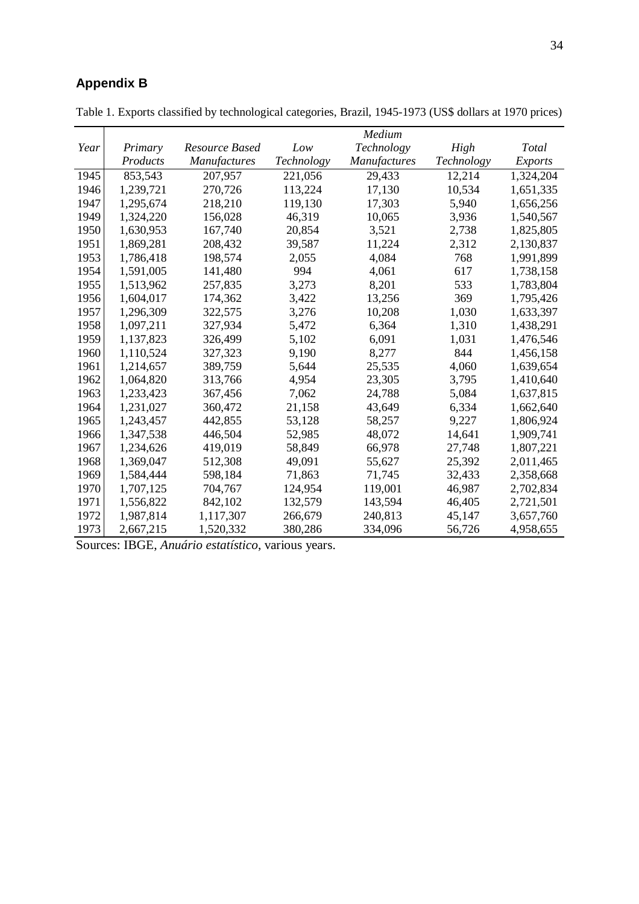## Appendix B

Table 1. Exports classified by technological categories, Brazil, 1945-1973 (US$ dollars at 1970 prices)

| *Year* | *Primary Products* | *Resource Based Manufactures* | *Low Technology* | *Medium Technology Manufactures* | *High Technology* | *Total Exports* |
|---|---|---|---|---|---|---|
| 1945 | 853,543 | 207,957 | 221,056 | 29,433 | 12,214 | 1,324,204 |
| 1946 | 1,239,721 | 270,726 | 113,224 | 17,130 | 10,534 | 1,651,335 |
| 1947 | 1,295,674 | 218,210 | 119,130 | 17,303 | 5,940 | 1,656,256 |
| 1949 | 1,324,220 | 156,028 | 46,319 | 10,065 | 3,936 | 1,540,567 |
| 1950 | 1,630,953 | 167,740 | 20,854 | 3,521 | 2,738 | 1,825,805 |
| 1951 | 1,869,281 | 208,432 | 39,587 | 11,224 | 2,312 | 2,130,837 |
| 1953 | 1,786,418 | 198,574 | 2,055 | 4,084 | 768 | 1,991,899 |
| 1954 | 1,591,005 | 141,480 | 994 | 4,061 | 617 | 1,738,158 |
| 1955 | 1,513,962 | 257,835 | 3,273 | 8,201 | 533 | 1,783,804 |
| 1956 | 1,604,017 | 174,362 | 3,422 | 13,256 | 369 | 1,795,426 |
| 1957 | 1,296,309 | 322,575 | 3,276 | 10,208 | 1,030 | 1,633,397 |
| 1958 | 1,097,211 | 327,934 | 5,472 | 6,364 | 1,310 | 1,438,291 |
| 1959 | 1,137,823 | 326,499 | 5,102 | 6,091 | 1,031 | 1,476,546 |
| 1960 | 1,110,524 | 327,323 | 9,190 | 8,277 | 844 | 1,456,158 |
| 1961 | 1,214,657 | 389,759 | 5,644 | 25,535 | 4,060 | 1,639,654 |
| 1962 | 1,064,820 | 313,766 | 4,954 | 23,305 | 3,795 | 1,410,640 |
| 1963 | 1,233,423 | 367,456 | 7,062 | 24,788 | 5,084 | 1,637,815 |
| 1964 | 1,231,027 | 360,472 | 21,158 | 43,649 | 6,334 | 1,662,640 |
| 1965 | 1,243,457 | 442,855 | 53,128 | 58,257 | 9,227 | 1,806,924 |
| 1966 | 1,347,538 | 446,504 | 52,985 | 48,072 | 14,641 | 1,909,741 |
| 1967 | 1,234,626 | 419,019 | 58,849 | 66,978 | 27,748 | 1,807,221 |
| 1968 | 1,369,047 | 512,308 | 49,091 | 55,627 | 25,392 | 2,011,465 |
| 1969 | 1,584,444 | 598,184 | 71,863 | 71,745 | 32,433 | 2,358,668 |
| 1970 | 1,707,125 | 704,767 | 124,954 | 119,001 | 46,987 | 2,702,834 |
| 1971 | 1,556,822 | 842,102 | 132,579 | 143,594 | 46,405 | 2,721,501 |
| 1972 | 1,987,814 | 1,117,307 | 266,679 | 240,813 | 45,147 | 3,657,760 |
| 1973 | 2,667,215 | 1,520,332 | 380,286 | 334,096 | 56,726 | 4,958,655 |

Sources: IBGE, *Anuário estatístico*, various years.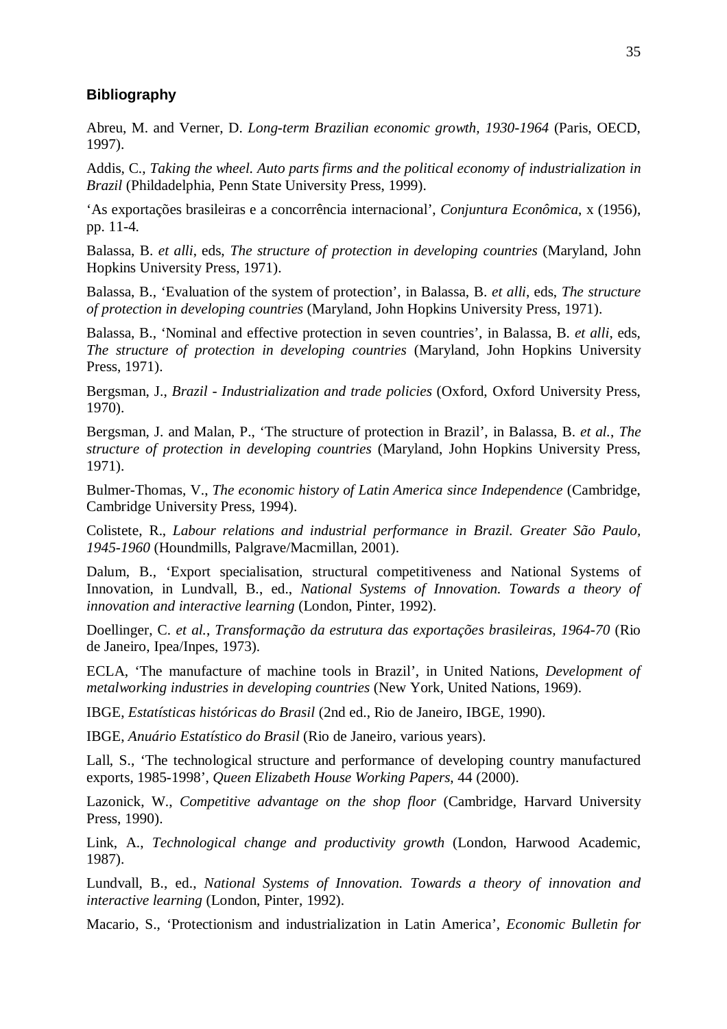## Bibliography

Abreu, M. and Verner, D. *Long-term Brazilian economic growth, 1930-1964* (Paris, OECD, 1997).

Addis, C., *Taking the wheel. Auto parts firms and the political economy of industrialization in Brazil* (Phildadelphia, Penn State University Press, 1999).

'As exportações brasileiras e a concorrência internacional', *Conjuntura Econômica*, x (1956), pp. 11-4.

Balassa, B. *et alli*, eds, *The structure of protection in developing countries* (Maryland, John Hopkins University Press, 1971).

Balassa, B., 'Evaluation of the system of protection', in Balassa, B. *et alli*, eds, *The structure of protection in developing countries* (Maryland, John Hopkins University Press, 1971).

Balassa, B., 'Nominal and effective protection in seven countries', in Balassa, B. *et alli*, eds, *The structure of protection in developing countries* (Maryland, John Hopkins University Press, 1971).

Bergsman, J., *Brazil - Industrialization and trade policies* (Oxford, Oxford University Press, 1970).

Bergsman, J. and Malan, P., 'The structure of protection in Brazil', in Balassa, B. *et al.*, *The structure of protection in developing countries* (Maryland, John Hopkins University Press, 1971).

Bulmer-Thomas, V., *The economic history of Latin America since Independence* (Cambridge, Cambridge University Press, 1994).

Colistete, R., *Labour relations and industrial performance in Brazil. Greater São Paulo, 1945-1960* (Houndmills, Palgrave/Macmillan, 2001).

Dalum, B., 'Export specialisation, structural competitiveness and National Systems of Innovation, in Lundvall, B., ed., *National Systems of Innovation. Towards a theory of innovation and interactive learning* (London, Pinter, 1992).

Doellinger, C. *et al.*, *Transformação da estrutura das exportações brasileiras, 1964-70* (Rio de Janeiro, Ipea/Inpes, 1973).

ECLA, 'The manufacture of machine tools in Brazil', in United Nations, *Development of metalworking industries in developing countries* (New York, United Nations, 1969).

IBGE, *Estatísticas históricas do Brasil* (2nd ed., Rio de Janeiro, IBGE, 1990).

IBGE, *Anuário Estatístico do Brasil* (Rio de Janeiro, various years).

Lall, S., 'The technological structure and performance of developing country manufactured exports, 1985-1998', *Queen Elizabeth House Working Papers*, 44 (2000).

Lazonick, W., *Competitive advantage on the shop floor* (Cambridge, Harvard University Press, 1990).

Link, A., *Technological change and productivity growth* (London, Harwood Academic, 1987).

Lundvall, B., ed., *National Systems of Innovation. Towards a theory of innovation and interactive learning* (London, Pinter, 1992).

Macario, S., 'Protectionism and industrialization in Latin America', *Economic Bulletin for*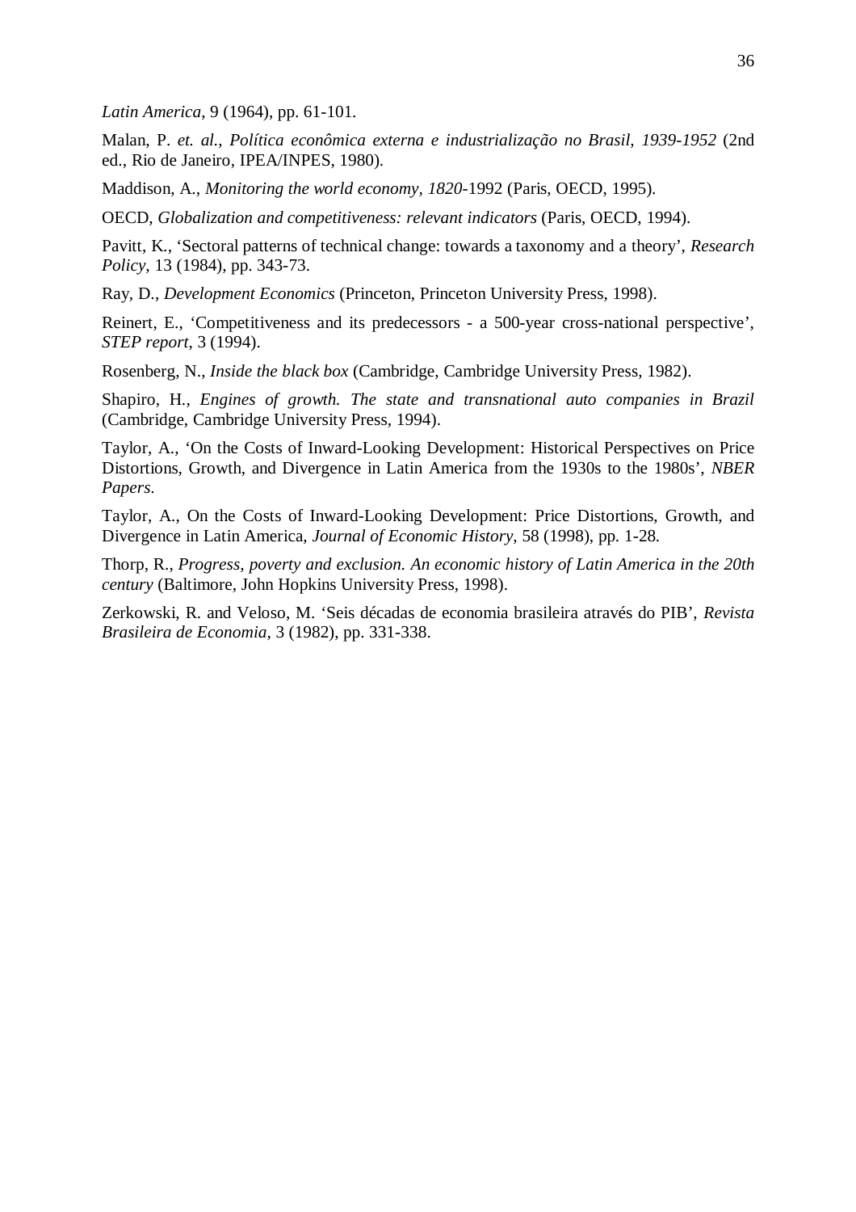*Latin America*, 9 (1964), pp. 61-101.

Malan, P. *et. al.*, *Política econômica externa e industrialização no Brasil, 1939-1952* (2nd ed., Rio de Janeiro, IPEA/INPES, 1980).

Maddison, A., *Monitoring the world economy, 1820*-1992 (Paris, OECD, 1995).

OECD, *Globalization and competitiveness: relevant indicators* (Paris, OECD, 1994).

Pavitt, K., 'Sectoral patterns of technical change: towards a taxonomy and a theory', *Research Policy*, 13 (1984), pp. 343-73.

Ray, D., *Development Economics* (Princeton, Princeton University Press, 1998).

Reinert, E., 'Competitiveness and its predecessors - a 500-year cross-national perspective', *STEP report*, 3 (1994).

Rosenberg, N., *Inside the black box* (Cambridge, Cambridge University Press, 1982).

Shapiro, H., *Engines of growth. The state and transnational auto companies in Brazil* (Cambridge, Cambridge University Press, 1994).

Taylor, A., 'On the Costs of Inward-Looking Development: Historical Perspectives on Price Distortions, Growth, and Divergence in Latin America from the 1930s to the 1980s', *NBER Papers*.

Taylor, A., On the Costs of Inward-Looking Development: Price Distortions, Growth, and Divergence in Latin America, *Journal of Economic History*, 58 (1998), pp. 1-28.

Thorp, R., *Progress, poverty and exclusion. An economic history of Latin America in the 20th century* (Baltimore, John Hopkins University Press, 1998).

Zerkowski, R. and Veloso, M. 'Seis décadas de economia brasileira através do PIB', *Revista Brasileira de Economia*, 3 (1982), pp. 331-338.